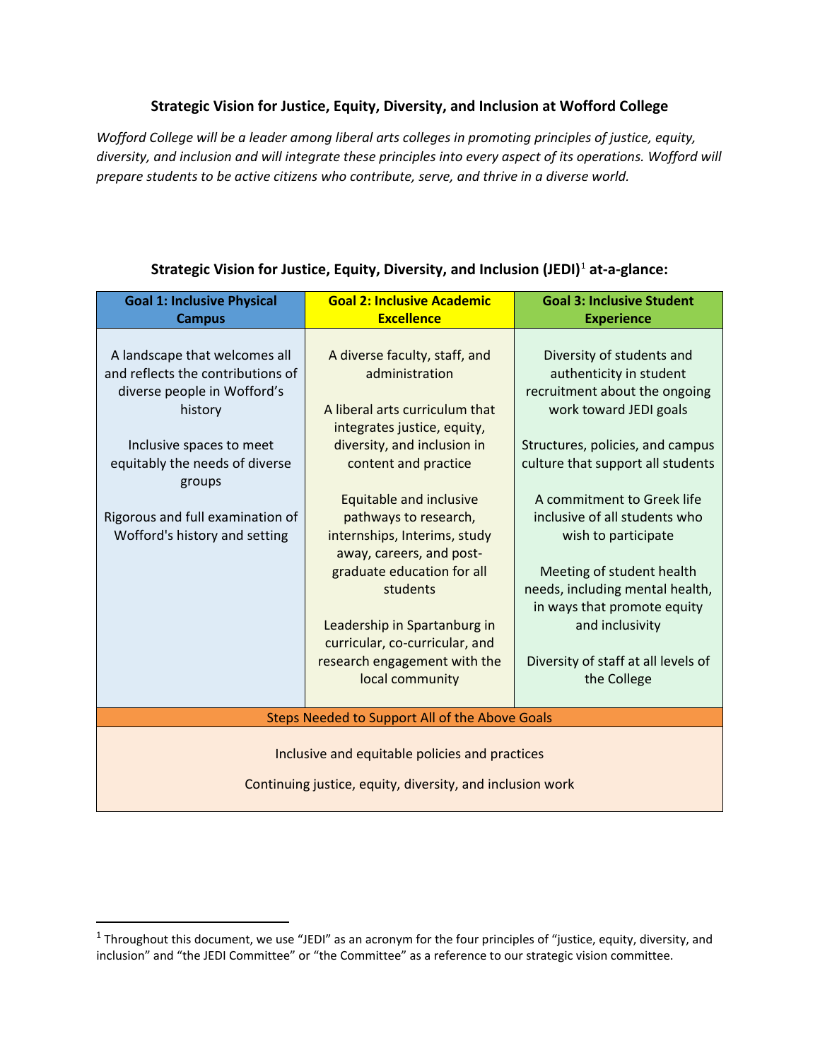# Strategic Vision for Justice, Equity, Diversity, and Inclusion at Wofford College

*Wofford College will be a leader among liberal arts colleges in promoting principles of justice, equity, diversity, and inclusion and will integrate these principles into every aspect of its operations. Wofford will prepare students to be active citizens who contribute, serve, and thrive in a diverse world.*

## Strategic Vision for Justice, Equity, Diversity, and Inclusion (JEDI)[1] at-a-glance:

| Goal 1: Inclusive Physical Campus | Goal 2: Inclusive Academic Excellence | Goal 3: Inclusive Student Experience |
|---|---|---|
| A landscape that welcomes all and reflects the contributions of diverse people in Wofford's history<br><br>Inclusive spaces to meet equitably the needs of diverse groups<br><br>Rigorous and full examination of Wofford's history and setting | A diverse faculty, staff, and administration<br><br>A liberal arts curriculum that integrates justice, equity, diversity, and inclusion in content and practice<br><br>Equitable and inclusive pathways to research, internships, Interims, study away, careers, and post-graduate education for all students<br><br>Leadership in Spartanburg in curricular, co-curricular, and research engagement with the local community | Diversity of students and authenticity in student recruitment about the ongoing work toward JEDI goals<br><br>Structures, policies, and campus culture that support all students<br><br>A commitment to Greek life inclusive of all students who wish to participate<br><br>Meeting of student health needs, including mental health, in ways that promote equity and inclusivity<br><br>Diversity of staff at all levels of the College |
| **Steps Needed to Support All of the Above Goals** | | |
| Inclusive and equitable policies and practices<br><br>Continuing justice, equity, diversity, and inclusion work | | |

[1] Throughout this document, we use "JEDI" as an acronym for the four principles of "justice, equity, diversity, and inclusion" and "the JEDI Committee" or "the Committee" as a reference to our strategic vision committee.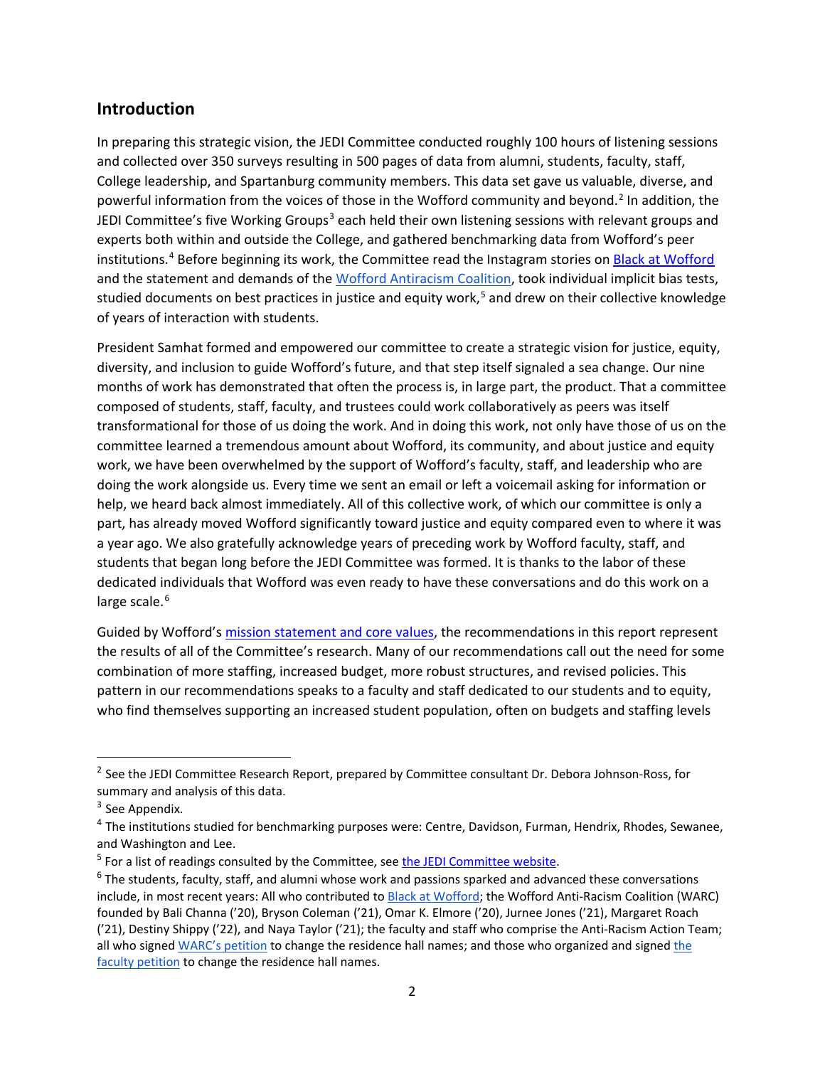## Introduction

In preparing this strategic vision, the JEDI Committee conducted roughly 100 hours of listening sessions and collected over 350 surveys resulting in 500 pages of data from alumni, students, faculty, staff, College leadership, and Spartanburg community members. This data set gave us valuable, diverse, and powerful information from the voices of those in the Wofford community and beyond.[2] In addition, the JEDI Committee's five Working Groups[3] each held their own listening sessions with relevant groups and experts both within and outside the College, and gathered benchmarking data from Wofford's peer institutions.[4] Before beginning its work, the Committee read the Instagram stories on Black at Wofford and the statement and demands of the Wofford Antiracism Coalition, took individual implicit bias tests, studied documents on best practices in justice and equity work,[5] and drew on their collective knowledge of years of interaction with students.

President Samhat formed and empowered our committee to create a strategic vision for justice, equity, diversity, and inclusion to guide Wofford's future, and that step itself signaled a sea change. Our nine months of work has demonstrated that often the process is, in large part, the product. That a committee composed of students, staff, faculty, and trustees could work collaboratively as peers was itself transformational for those of us doing the work. And in doing this work, not only have those of us on the committee learned a tremendous amount about Wofford, its community, and about justice and equity work, we have been overwhelmed by the support of Wofford's faculty, staff, and leadership who are doing the work alongside us. Every time we sent an email or left a voicemail asking for information or help, we heard back almost immediately. All of this collective work, of which our committee is only a part, has already moved Wofford significantly toward justice and equity compared even to where it was a year ago. We also gratefully acknowledge years of preceding work by Wofford faculty, staff, and students that began long before the JEDI Committee was formed. It is thanks to the labor of these dedicated individuals that Wofford was even ready to have these conversations and do this work on a large scale.[6]

Guided by Wofford's mission statement and core values, the recommendations in this report represent the results of all of the Committee's research. Many of our recommendations call out the need for some combination of more staffing, increased budget, more robust structures, and revised policies. This pattern in our recommendations speaks to a faculty and staff dedicated to our students and to equity, who find themselves supporting an increased student population, often on budgets and staffing levels

---

[2] See the JEDI Committee Research Report, prepared by Committee consultant Dr. Debora Johnson-Ross, for summary and analysis of this data.

[3] See Appendix.

[4] The institutions studied for benchmarking purposes were: Centre, Davidson, Furman, Hendrix, Rhodes, Sewanee, and Washington and Lee.

[5] For a list of readings consulted by the Committee, see the JEDI Committee website.

[6] The students, faculty, staff, and alumni whose work and passions sparked and advanced these conversations include, in most recent years: All who contributed to Black at Wofford; the Wofford Anti-Racism Coalition (WARC) founded by Bali Channa ('20), Bryson Coleman ('21), Omar K. Elmore ('20), Jurnee Jones ('21), Margaret Roach ('21), Destiny Shippy ('22), and Naya Taylor ('21); the faculty and staff who comprise the Anti-Racism Action Team; all who signed WARC's petition to change the residence hall names; and those who organized and signed the faculty petition to change the residence hall names.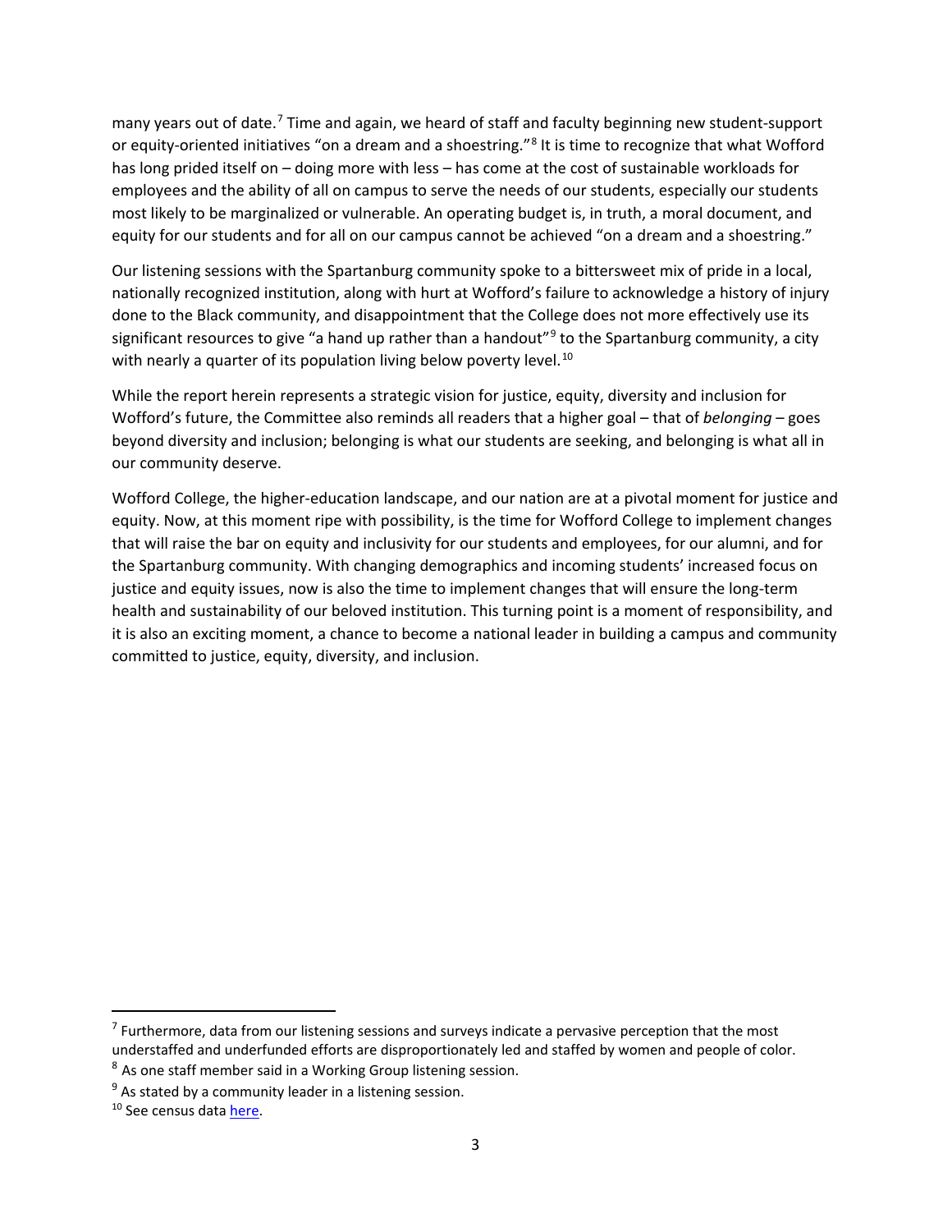many years out of date.[7] Time and again, we heard of staff and faculty beginning new student-support or equity-oriented initiatives "on a dream and a shoestring."[8] It is time to recognize that what Wofford has long prided itself on – doing more with less – has come at the cost of sustainable workloads for employees and the ability of all on campus to serve the needs of our students, especially our students most likely to be marginalized or vulnerable. An operating budget is, in truth, a moral document, and equity for our students and for all on our campus cannot be achieved "on a dream and a shoestring."

Our listening sessions with the Spartanburg community spoke to a bittersweet mix of pride in a local, nationally recognized institution, along with hurt at Wofford's failure to acknowledge a history of injury done to the Black community, and disappointment that the College does not more effectively use its significant resources to give "a hand up rather than a handout"[9] to the Spartanburg community, a city with nearly a quarter of its population living below poverty level.[10]

While the report herein represents a strategic vision for justice, equity, diversity and inclusion for Wofford's future, the Committee also reminds all readers that a higher goal – that of *belonging* – goes beyond diversity and inclusion; belonging is what our students are seeking, and belonging is what all in our community deserve.

Wofford College, the higher-education landscape, and our nation are at a pivotal moment for justice and equity. Now, at this moment ripe with possibility, is the time for Wofford College to implement changes that will raise the bar on equity and inclusivity for our students and employees, for our alumni, and for the Spartanburg community. With changing demographics and incoming students' increased focus on justice and equity issues, now is also the time to implement changes that will ensure the long-term health and sustainability of our beloved institution. This turning point is a moment of responsibility, and it is also an exciting moment, a chance to become a national leader in building a campus and community committed to justice, equity, diversity, and inclusion.

---

[7] Furthermore, data from our listening sessions and surveys indicate a pervasive perception that the most understaffed and underfunded efforts are disproportionately led and staffed by women and people of color.

[8] As one staff member said in a Working Group listening session.

[9] As stated by a community leader in a listening session.

[10] See census data here.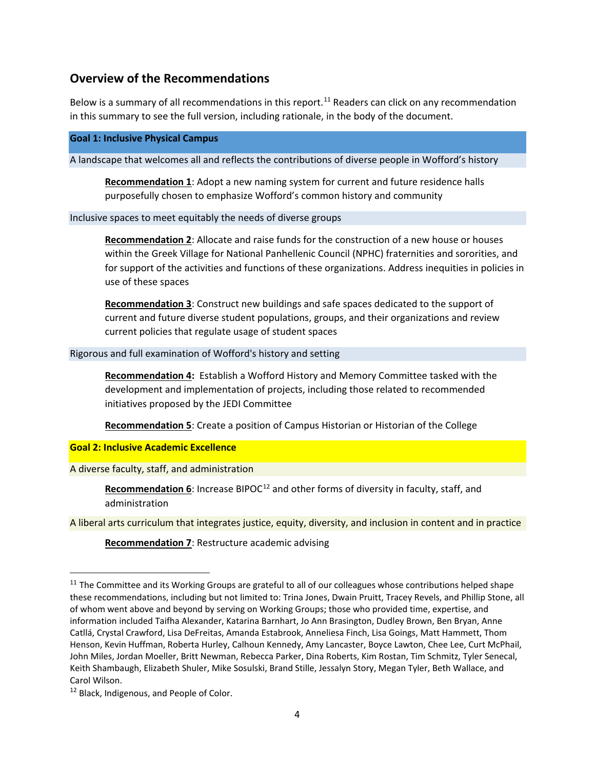## Overview of the Recommendations

Below is a summary of all recommendations in this report.[11] Readers can click on any recommendation in this summary to see the full version, including rationale, in the body of the document.

**Goal 1: Inclusive Physical Campus**

A landscape that welcomes all and reflects the contributions of diverse people in Wofford's history

**Recommendation 1**: Adopt a new naming system for current and future residence halls purposefully chosen to emphasize Wofford's common history and community

Inclusive spaces to meet equitably the needs of diverse groups

**Recommendation 2**: Allocate and raise funds for the construction of a new house or houses within the Greek Village for National Panhellenic Council (NPHC) fraternities and sororities, and for support of the activities and functions of these organizations. Address inequities in policies in use of these spaces

**Recommendation 3**: Construct new buildings and safe spaces dedicated to the support of current and future diverse student populations, groups, and their organizations and review current policies that regulate usage of student spaces

Rigorous and full examination of Wofford's history and setting

**Recommendation 4:** Establish a Wofford History and Memory Committee tasked with the development and implementation of projects, including those related to recommended initiatives proposed by the JEDI Committee

**Recommendation 5**: Create a position of Campus Historian or Historian of the College

**Goal 2: Inclusive Academic Excellence**

A diverse faculty, staff, and administration

**Recommendation 6**: Increase BIPOC[12] and other forms of diversity in faculty, staff, and administration

A liberal arts curriculum that integrates justice, equity, diversity, and inclusion in content and in practice

**Recommendation 7**: Restructure academic advising

---

[11] The Committee and its Working Groups are grateful to all of our colleagues whose contributions helped shape these recommendations, including but not limited to: Trina Jones, Dwain Pruitt, Tracey Revels, and Phillip Stone, all of whom went above and beyond by serving on Working Groups; those who provided time, expertise, and information included Taifha Alexander, Katarina Barnhart, Jo Ann Brasington, Dudley Brown, Ben Bryan, Anne Catllá, Crystal Crawford, Lisa DeFreitas, Amanda Estabrook, Anneliesa Finch, Lisa Goings, Matt Hammett, Thom Henson, Kevin Huffman, Roberta Hurley, Calhoun Kennedy, Amy Lancaster, Boyce Lawton, Chee Lee, Curt McPhail, John Miles, Jordan Moeller, Britt Newman, Rebecca Parker, Dina Roberts, Kim Rostan, Tim Schmitz, Tyler Senecal, Keith Shambaugh, Elizabeth Shuler, Mike Sosulski, Brand Stille, Jessalyn Story, Megan Tyler, Beth Wallace, and Carol Wilson.

[12] Black, Indigenous, and People of Color.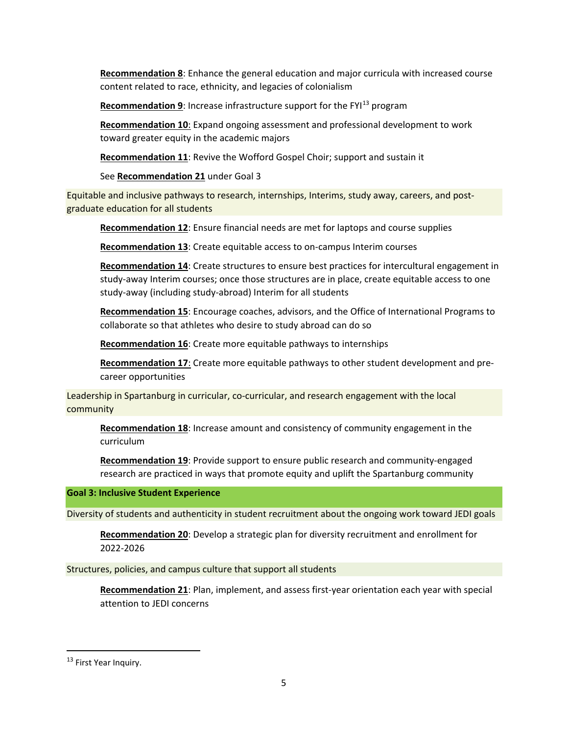**Recommendation 8**: Enhance the general education and major curricula with increased course content related to race, ethnicity, and legacies of colonialism

**Recommendation 9**: Increase infrastructure support for the FYI[13] program

**Recommendation 10**: Expand ongoing assessment and professional development to work toward greater equity in the academic majors

**Recommendation 11**: Revive the Wofford Gospel Choir; support and sustain it

See **Recommendation 21** under Goal 3

Equitable and inclusive pathways to research, internships, Interims, study away, careers, and post-graduate education for all students

**Recommendation 12**: Ensure financial needs are met for laptops and course supplies

**Recommendation 13**: Create equitable access to on-campus Interim courses

**Recommendation 14**: Create structures to ensure best practices for intercultural engagement in study-away Interim courses; once those structures are in place, create equitable access to one study-away (including study-abroad) Interim for all students

**Recommendation 15**: Encourage coaches, advisors, and the Office of International Programs to collaborate so that athletes who desire to study abroad can do so

**Recommendation 16**: Create more equitable pathways to internships

**Recommendation 17**: Create more equitable pathways to other student development and pre-career opportunities

Leadership in Spartanburg in curricular, co-curricular, and research engagement with the local community

**Recommendation 18**: Increase amount and consistency of community engagement in the curriculum

**Recommendation 19**: Provide support to ensure public research and community-engaged research are practiced in ways that promote equity and uplift the Spartanburg community

**Goal 3: Inclusive Student Experience**

Diversity of students and authenticity in student recruitment about the ongoing work toward JEDI goals

**Recommendation 20**: Develop a strategic plan for diversity recruitment and enrollment for 2022-2026

Structures, policies, and campus culture that support all students

**Recommendation 21**: Plan, implement, and assess first-year orientation each year with special attention to JEDI concerns

[13] First Year Inquiry.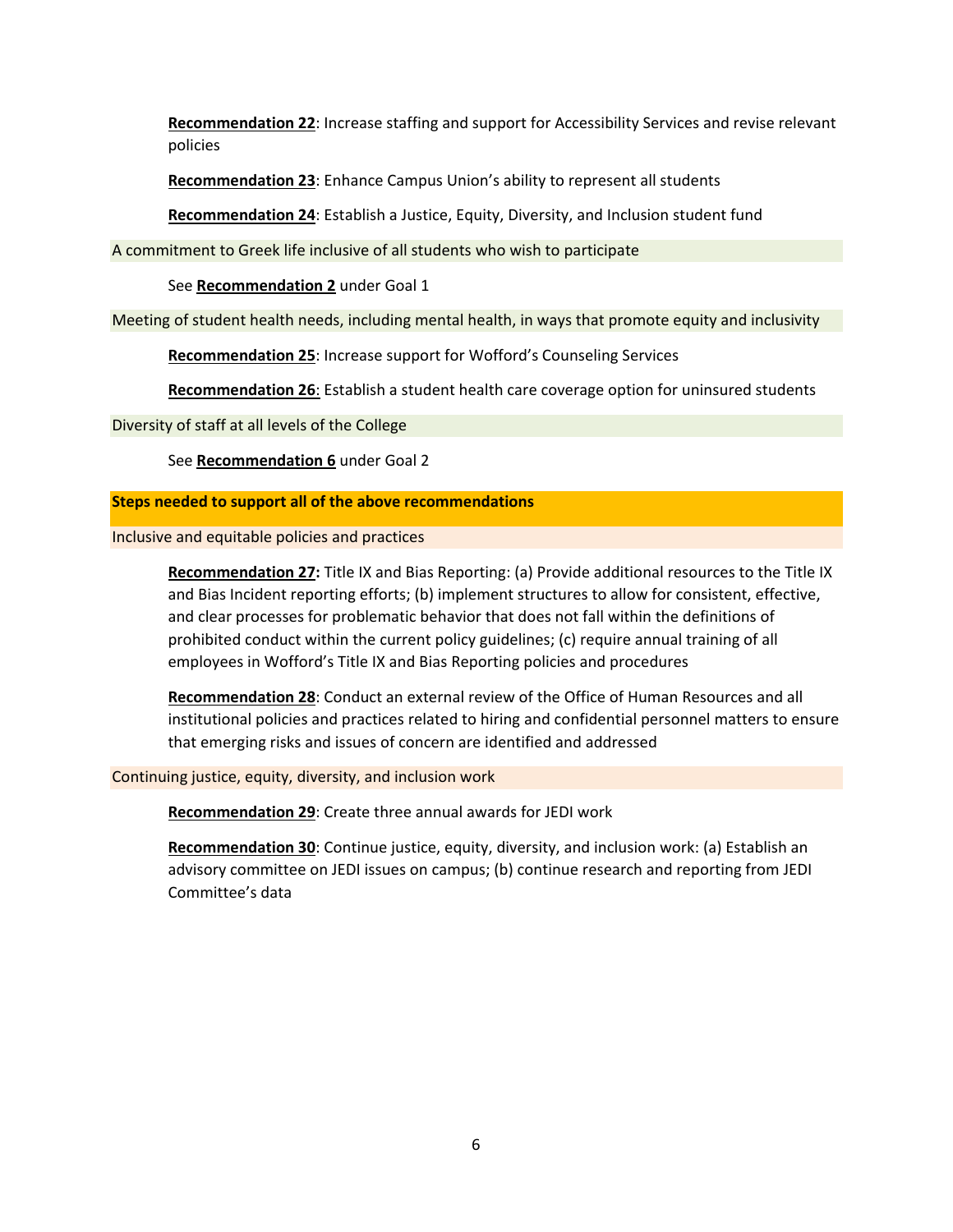**Recommendation 22**: Increase staffing and support for Accessibility Services and revise relevant policies

**Recommendation 23**: Enhance Campus Union's ability to represent all students

**Recommendation 24**: Establish a Justice, Equity, Diversity, and Inclusion student fund

A commitment to Greek life inclusive of all students who wish to participate

See **Recommendation 2** under Goal 1

Meeting of student health needs, including mental health, in ways that promote equity and inclusivity

**Recommendation 25**: Increase support for Wofford's Counseling Services

**Recommendation 26**: Establish a student health care coverage option for uninsured students

Diversity of staff at all levels of the College

See **Recommendation 6** under Goal 2

**Steps needed to support all of the above recommendations**

Inclusive and equitable policies and practices

**Recommendation 27:** Title IX and Bias Reporting: (a) Provide additional resources to the Title IX and Bias Incident reporting efforts; (b) implement structures to allow for consistent, effective, and clear processes for problematic behavior that does not fall within the definitions of prohibited conduct within the current policy guidelines; (c) require annual training of all employees in Wofford's Title IX and Bias Reporting policies and procedures

**Recommendation 28**: Conduct an external review of the Office of Human Resources and all institutional policies and practices related to hiring and confidential personnel matters to ensure that emerging risks and issues of concern are identified and addressed

Continuing justice, equity, diversity, and inclusion work

**Recommendation 29**: Create three annual awards for JEDI work

**Recommendation 30**: Continue justice, equity, diversity, and inclusion work: (a) Establish an advisory committee on JEDI issues on campus; (b) continue research and reporting from JEDI Committee's data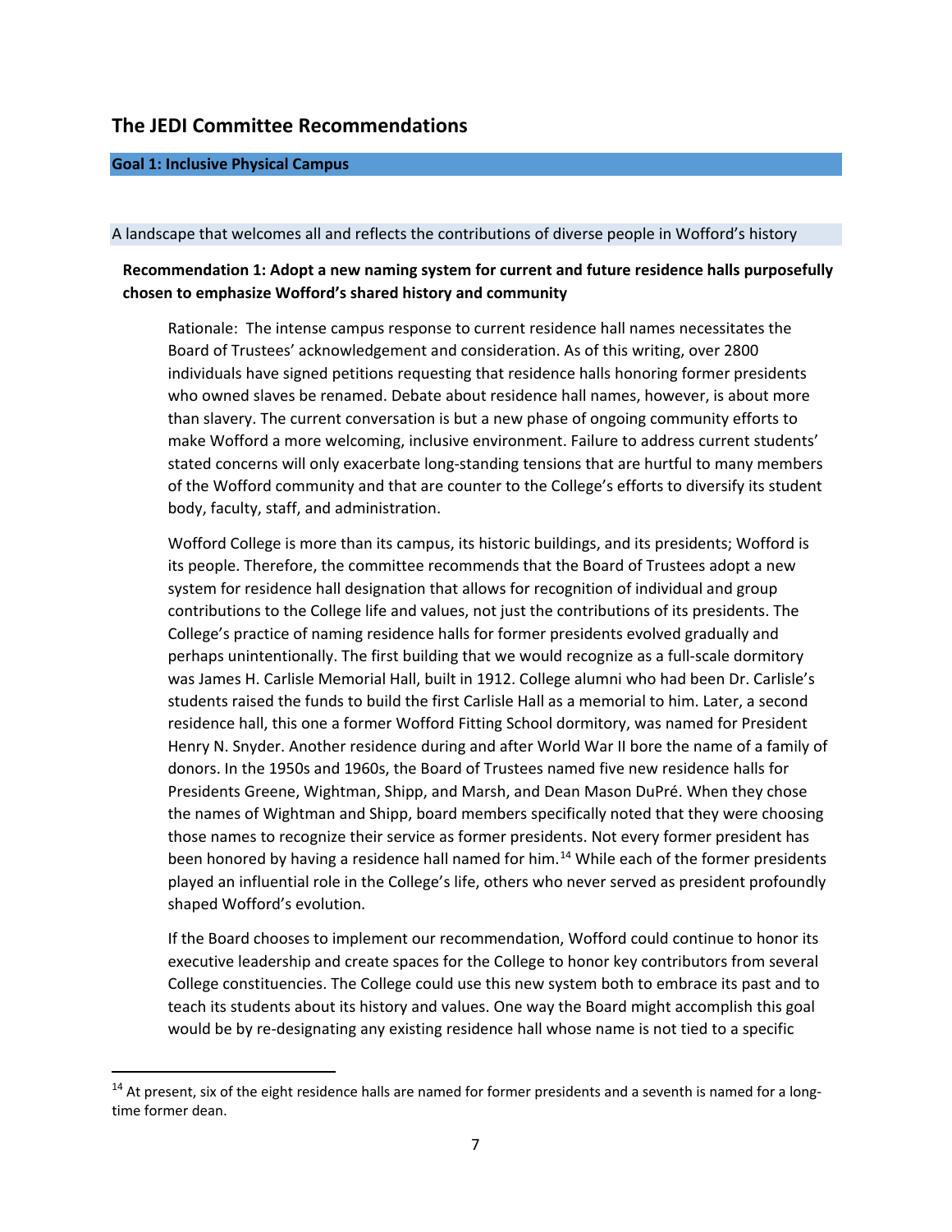## The JEDI Committee Recommendations

### Goal 1: Inclusive Physical Campus

A landscape that welcomes all and reflects the contributions of diverse people in Wofford's history

**Recommendation 1: Adopt a new naming system for current and future residence halls purposefully chosen to emphasize Wofford's shared history and community**

Rationale: The intense campus response to current residence hall names necessitates the Board of Trustees' acknowledgement and consideration. As of this writing, over 2800 individuals have signed petitions requesting that residence halls honoring former presidents who owned slaves be renamed. Debate about residence hall names, however, is about more than slavery. The current conversation is but a new phase of ongoing community efforts to make Wofford a more welcoming, inclusive environment. Failure to address current students' stated concerns will only exacerbate long-standing tensions that are hurtful to many members of the Wofford community and that are counter to the College's efforts to diversify its student body, faculty, staff, and administration.

Wofford College is more than its campus, its historic buildings, and its presidents; Wofford is its people. Therefore, the committee recommends that the Board of Trustees adopt a new system for residence hall designation that allows for recognition of individual and group contributions to the College life and values, not just the contributions of its presidents. The College's practice of naming residence halls for former presidents evolved gradually and perhaps unintentionally. The first building that we would recognize as a full-scale dormitory was James H. Carlisle Memorial Hall, built in 1912. College alumni who had been Dr. Carlisle's students raised the funds to build the first Carlisle Hall as a memorial to him. Later, a second residence hall, this one a former Wofford Fitting School dormitory, was named for President Henry N. Snyder. Another residence during and after World War II bore the name of a family of donors. In the 1950s and 1960s, the Board of Trustees named five new residence halls for Presidents Greene, Wightman, Shipp, and Marsh, and Dean Mason DuPré. When they chose the names of Wightman and Shipp, board members specifically noted that they were choosing those names to recognize their service as former presidents. Not every former president has been honored by having a residence hall named for him.[14] While each of the former presidents played an influential role in the College's life, others who never served as president profoundly shaped Wofford's evolution.

If the Board chooses to implement our recommendation, Wofford could continue to honor its executive leadership and create spaces for the College to honor key contributors from several College constituencies. The College could use this new system both to embrace its past and to teach its students about its history and values. One way the Board might accomplish this goal would be by re-designating any existing residence hall whose name is not tied to a specific

[14] At present, six of the eight residence halls are named for former presidents and a seventh is named for a long-time former dean.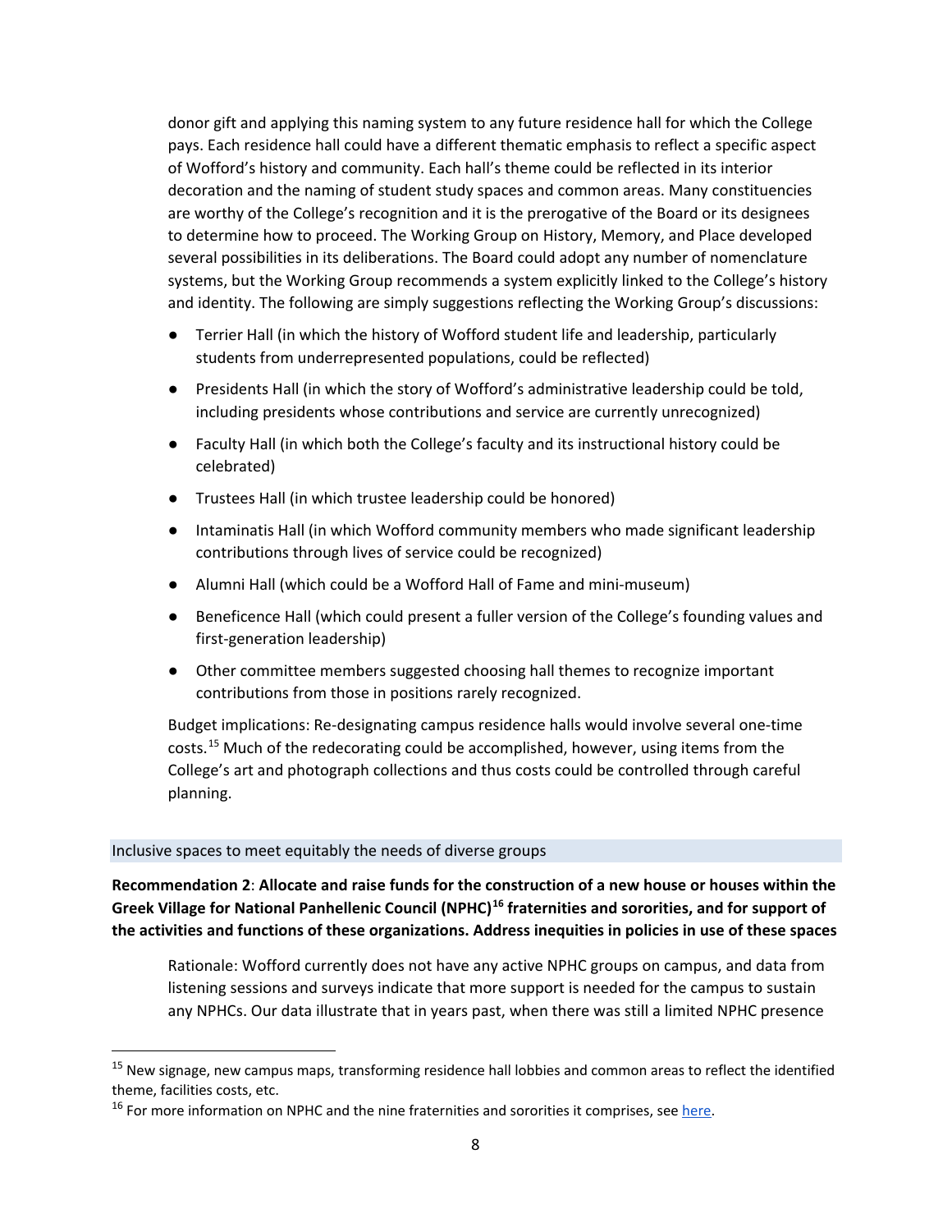donor gift and applying this naming system to any future residence hall for which the College pays. Each residence hall could have a different thematic emphasis to reflect a specific aspect of Wofford's history and community. Each hall's theme could be reflected in its interior decoration and the naming of student study spaces and common areas. Many constituencies are worthy of the College's recognition and it is the prerogative of the Board or its designees to determine how to proceed. The Working Group on History, Memory, and Place developed several possibilities in its deliberations. The Board could adopt any number of nomenclature systems, but the Working Group recommends a system explicitly linked to the College's history and identity. The following are simply suggestions reflecting the Working Group's discussions:

- Terrier Hall (in which the history of Wofford student life and leadership, particularly students from underrepresented populations, could be reflected)
- Presidents Hall (in which the story of Wofford's administrative leadership could be told, including presidents whose contributions and service are currently unrecognized)
- Faculty Hall (in which both the College's faculty and its instructional history could be celebrated)
- Trustees Hall (in which trustee leadership could be honored)
- Intaminatis Hall (in which Wofford community members who made significant leadership contributions through lives of service could be recognized)
- Alumni Hall (which could be a Wofford Hall of Fame and mini-museum)
- Beneficence Hall (which could present a fuller version of the College's founding values and first-generation leadership)
- Other committee members suggested choosing hall themes to recognize important contributions from those in positions rarely recognized.

Budget implications: Re-designating campus residence halls would involve several one-time costs.[15] Much of the redecorating could be accomplished, however, using items from the College's art and photograph collections and thus costs could be controlled through careful planning.

## Inclusive spaces to meet equitably the needs of diverse groups

**Recommendation 2**: **Allocate and raise funds for the construction of a new house or houses within the Greek Village for National Panhellenic Council (NPHC)[16] fraternities and sororities, and for support of the activities and functions of these organizations. Address inequities in policies in use of these spaces**

Rationale: Wofford currently does not have any active NPHC groups on campus, and data from listening sessions and surveys indicate that more support is needed for the campus to sustain any NPHCs. Our data illustrate that in years past, when there was still a limited NPHC presence

[15] New signage, new campus maps, transforming residence hall lobbies and common areas to reflect the identified theme, facilities costs, etc.

[16] For more information on NPHC and the nine fraternities and sororities it comprises, see here.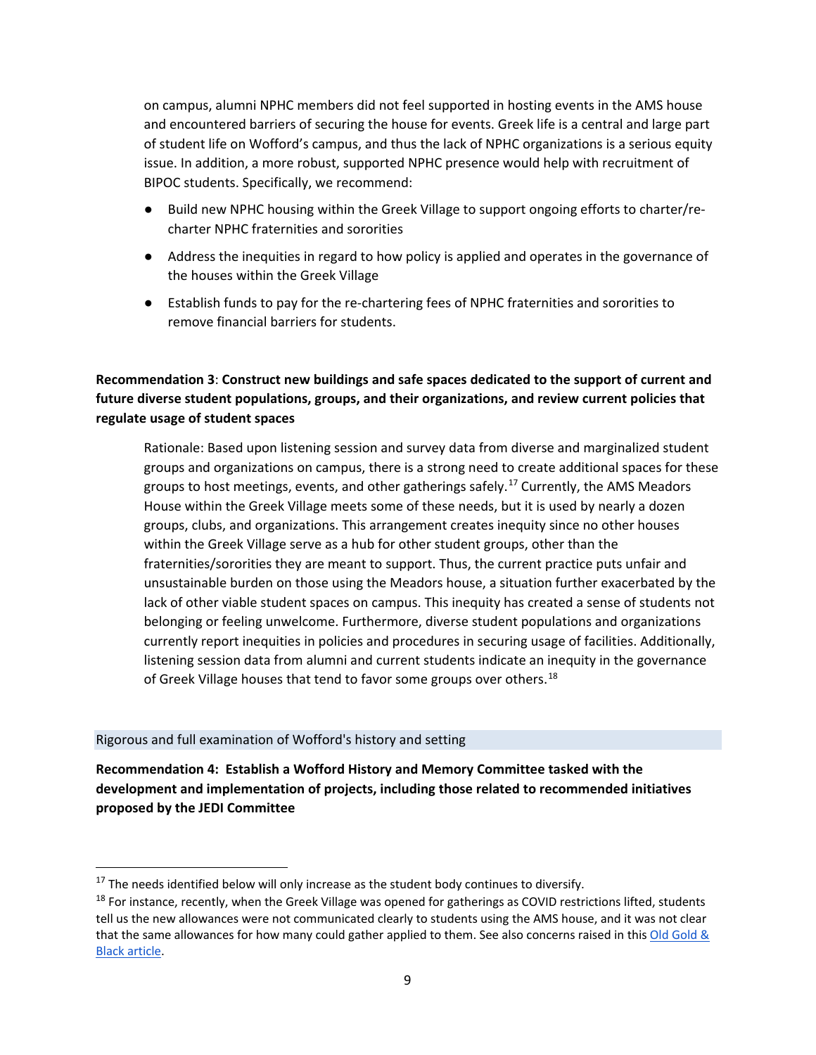on campus, alumni NPHC members did not feel supported in hosting events in the AMS house and encountered barriers of securing the house for events. Greek life is a central and large part of student life on Wofford's campus, and thus the lack of NPHC organizations is a serious equity issue. In addition, a more robust, supported NPHC presence would help with recruitment of BIPOC students. Specifically, we recommend:

- Build new NPHC housing within the Greek Village to support ongoing efforts to charter/re-charter NPHC fraternities and sororities
- Address the inequities in regard to how policy is applied and operates in the governance of the houses within the Greek Village
- Establish funds to pay for the re-chartering fees of NPHC fraternities and sororities to remove financial barriers for students.

**Recommendation 3**: **Construct new buildings and safe spaces dedicated to the support of current and future diverse student populations, groups, and their organizations, and review current policies that regulate usage of student spaces**

Rationale: Based upon listening session and survey data from diverse and marginalized student groups and organizations on campus, there is a strong need to create additional spaces for these groups to host meetings, events, and other gatherings safely.[17] Currently, the AMS Meadors House within the Greek Village meets some of these needs, but it is used by nearly a dozen groups, clubs, and organizations. This arrangement creates inequity since no other houses within the Greek Village serve as a hub for other student groups, other than the fraternities/sororities they are meant to support. Thus, the current practice puts unfair and unsustainable burden on those using the Meadors house, a situation further exacerbated by the lack of other viable student spaces on campus. This inequity has created a sense of students not belonging or feeling unwelcome. Furthermore, diverse student populations and organizations currently report inequities in policies and procedures in securing usage of facilities. Additionally, listening session data from alumni and current students indicate an inequity in the governance of Greek Village houses that tend to favor some groups over others.[18]

## Rigorous and full examination of Wofford's history and setting

**Recommendation 4: Establish a Wofford History and Memory Committee tasked with the development and implementation of projects, including those related to recommended initiatives proposed by the JEDI Committee**

[17] The needs identified below will only increase as the student body continues to diversify.

[18] For instance, recently, when the Greek Village was opened for gatherings as COVID restrictions lifted, students tell us the new allowances were not communicated clearly to students using the AMS house, and it was not clear that the same allowances for how many could gather applied to them. See also concerns raised in this Old Gold & Black article.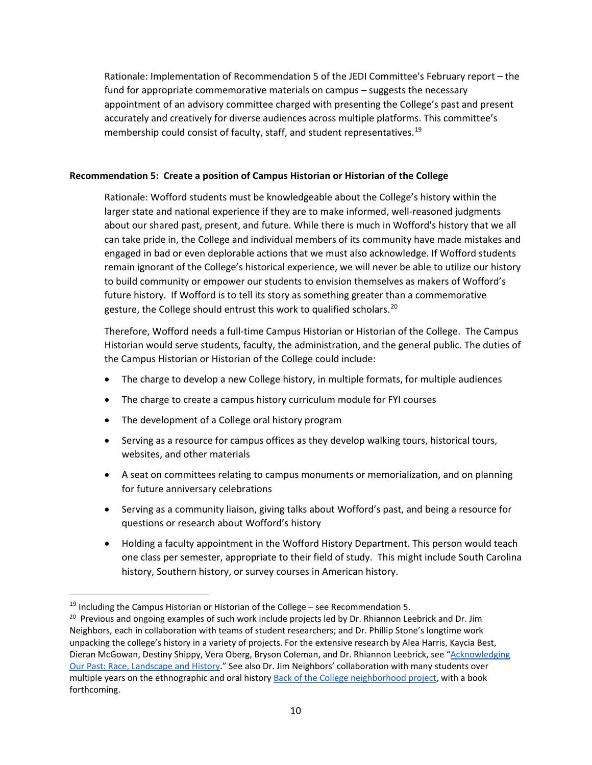Rationale: Implementation of Recommendation 5 of the JEDI Committee's February report – the fund for appropriate commemorative materials on campus – suggests the necessary appointment of an advisory committee charged with presenting the College's past and present accurately and creatively for diverse audiences across multiple platforms. This committee's membership could consist of faculty, staff, and student representatives.[19]

**Recommendation 5: Create a position of Campus Historian or Historian of the College**

Rationale: Wofford students must be knowledgeable about the College's history within the larger state and national experience if they are to make informed, well-reasoned judgments about our shared past, present, and future. While there is much in Wofford's history that we all can take pride in, the College and individual members of its community have made mistakes and engaged in bad or even deplorable actions that we must also acknowledge. If Wofford students remain ignorant of the College's historical experience, we will never be able to utilize our history to build community or empower our students to envision themselves as makers of Wofford's future history. If Wofford is to tell its story as something greater than a commemorative gesture, the College should entrust this work to qualified scholars.[20]

Therefore, Wofford needs a full-time Campus Historian or Historian of the College. The Campus Historian would serve students, faculty, the administration, and the general public. The duties of the Campus Historian or Historian of the College could include:

- The charge to develop a new College history, in multiple formats, for multiple audiences
- The charge to create a campus history curriculum module for FYI courses
- The development of a College oral history program
- Serving as a resource for campus offices as they develop walking tours, historical tours, websites, and other materials
- A seat on committees relating to campus monuments or memorialization, and on planning for future anniversary celebrations
- Serving as a community liaison, giving talks about Wofford's past, and being a resource for questions or research about Wofford's history
- Holding a faculty appointment in the Wofford History Department. This person would teach one class per semester, appropriate to their field of study. This might include South Carolina history, Southern history, or survey courses in American history.

---

[19] Including the Campus Historian or Historian of the College – see Recommendation 5.

[20] Previous and ongoing examples of such work include projects led by Dr. Rhiannon Leebrick and Dr. Jim Neighbors, each in collaboration with teams of student researchers; and Dr. Phillip Stone's longtime work unpacking the college's history in a variety of projects. For the extensive research by Alea Harris, Kaycia Best, Dieran McGowan, Destiny Shippy, Vera Oberg, Bryson Coleman, and Dr. Rhiannon Leebrick, see "Acknowledging Our Past: Race, Landscape and History." See also Dr. Jim Neighbors' collaboration with many students over multiple years on the ethnographic and oral history Back of the College neighborhood project, with a book forthcoming.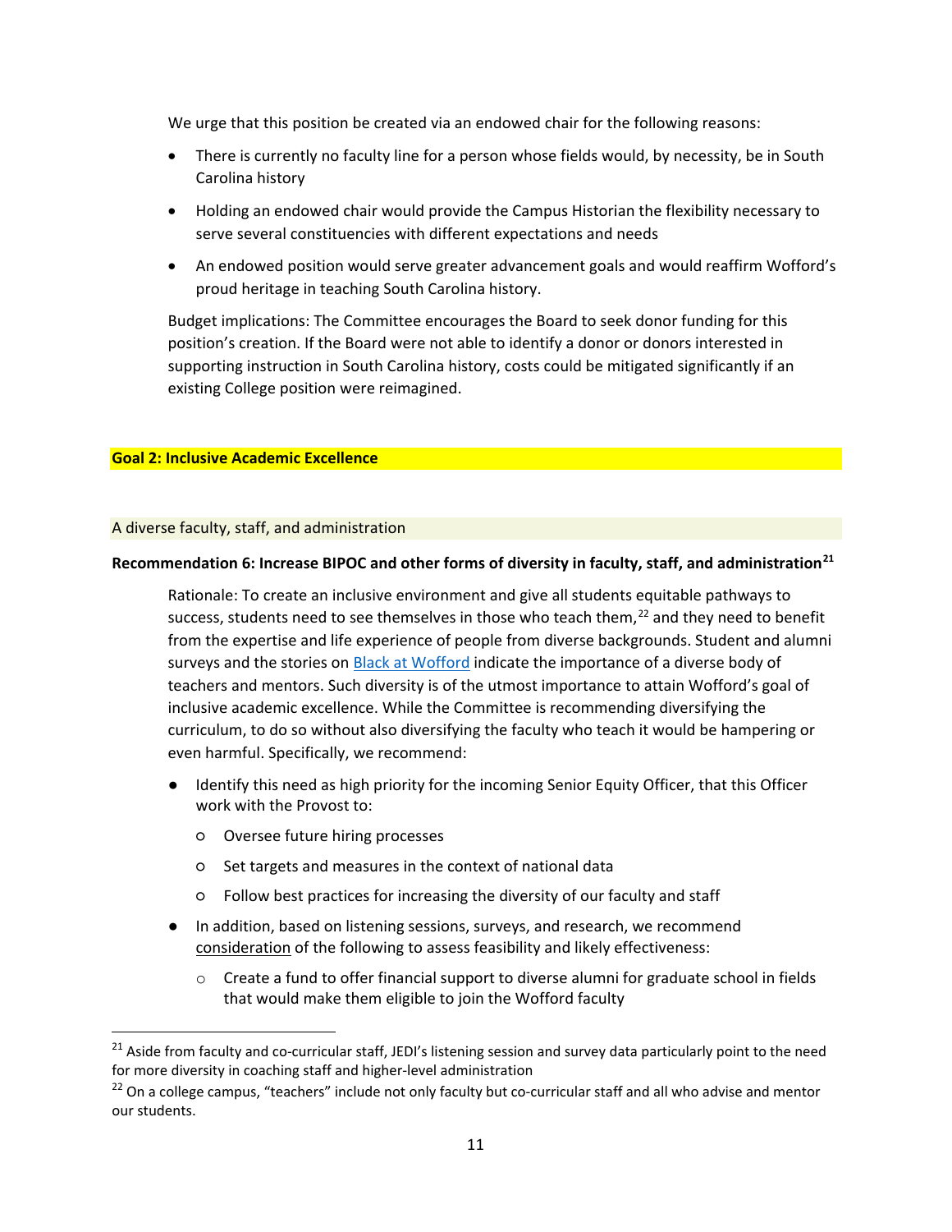We urge that this position be created via an endowed chair for the following reasons:

- There is currently no faculty line for a person whose fields would, by necessity, be in South Carolina history
- Holding an endowed chair would provide the Campus Historian the flexibility necessary to serve several constituencies with different expectations and needs
- An endowed position would serve greater advancement goals and would reaffirm Wofford's proud heritage in teaching South Carolina history.

Budget implications: The Committee encourages the Board to seek donor funding for this position's creation. If the Board were not able to identify a donor or donors interested in supporting instruction in South Carolina history, costs could be mitigated significantly if an existing College position were reimagined.

## Goal 2: Inclusive Academic Excellence

### A diverse faculty, staff, and administration

**Recommendation 6: Increase BIPOC and other forms of diversity in faculty, staff, and administration[21]**

Rationale: To create an inclusive environment and give all students equitable pathways to success, students need to see themselves in those who teach them,[22] and they need to benefit from the expertise and life experience of people from diverse backgrounds. Student and alumni surveys and the stories on Black at Wofford indicate the importance of a diverse body of teachers and mentors. Such diversity is of the utmost importance to attain Wofford's goal of inclusive academic excellence. While the Committee is recommending diversifying the curriculum, to do so without also diversifying the faculty who teach it would be hampering or even harmful. Specifically, we recommend:

- Identify this need as high priority for the incoming Senior Equity Officer, that this Officer work with the Provost to:
  - Oversee future hiring processes
  - Set targets and measures in the context of national data
  - Follow best practices for increasing the diversity of our faculty and staff
- In addition, based on listening sessions, surveys, and research, we recommend consideration of the following to assess feasibility and likely effectiveness:
  - Create a fund to offer financial support to diverse alumni for graduate school in fields that would make them eligible to join the Wofford faculty

[21] Aside from faculty and co-curricular staff, JEDI's listening session and survey data particularly point to the need for more diversity in coaching staff and higher-level administration

[22] On a college campus, "teachers" include not only faculty but co-curricular staff and all who advise and mentor our students.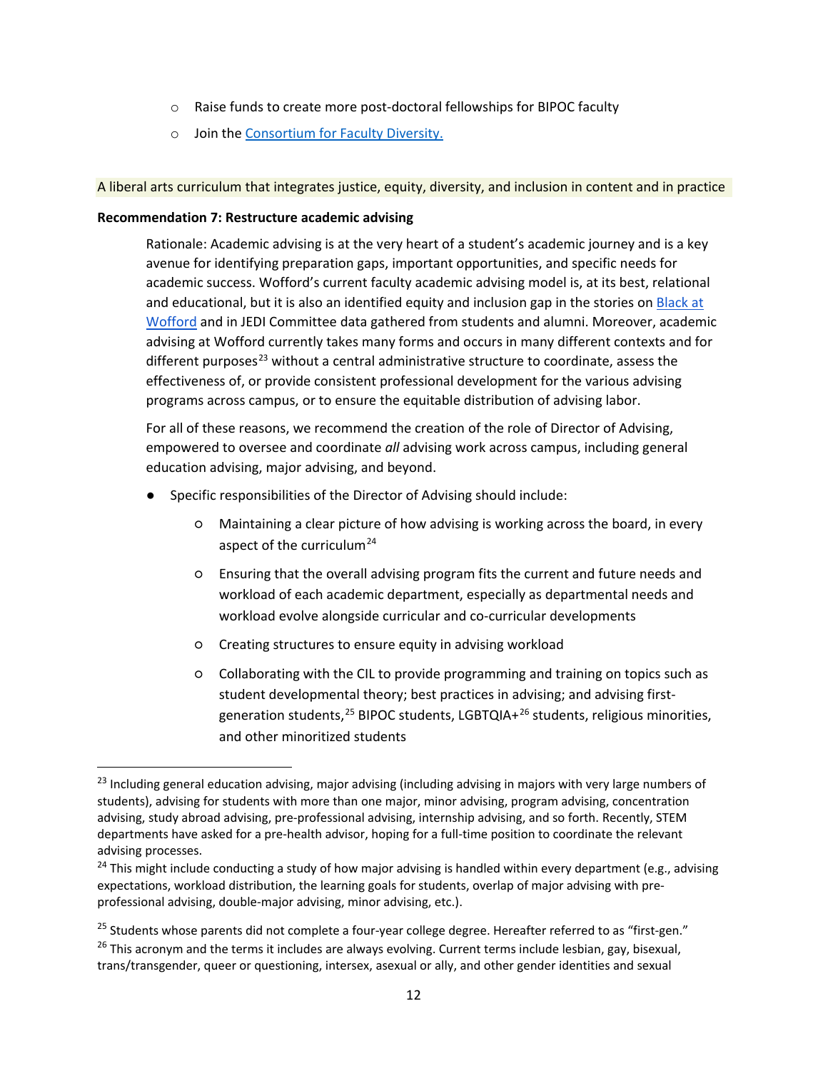- Raise funds to create more post-doctoral fellowships for BIPOC faculty
- Join the [Consortium for Faculty Diversity.]

A liberal arts curriculum that integrates justice, equity, diversity, and inclusion in content and in practice

**Recommendation 7: Restructure academic advising**

Rationale: Academic advising is at the very heart of a student's academic journey and is a key avenue for identifying preparation gaps, important opportunities, and specific needs for academic success. Wofford's current faculty academic advising model is, at its best, relational and educational, but it is also an identified equity and inclusion gap in the stories on Black at Wofford and in JEDI Committee data gathered from students and alumni. Moreover, academic advising at Wofford currently takes many forms and occurs in many different contexts and for different purposes[23] without a central administrative structure to coordinate, assess the effectiveness of, or provide consistent professional development for the various advising programs across campus, or to ensure the equitable distribution of advising labor.

For all of these reasons, we recommend the creation of the role of Director of Advising, empowered to oversee and coordinate *all* advising work across campus, including general education advising, major advising, and beyond.

- Specific responsibilities of the Director of Advising should include:
  - Maintaining a clear picture of how advising is working across the board, in every aspect of the curriculum[24]
  - Ensuring that the overall advising program fits the current and future needs and workload of each academic department, especially as departmental needs and workload evolve alongside curricular and co-curricular developments
  - Creating structures to ensure equity in advising workload
  - Collaborating with the CIL to provide programming and training on topics such as student developmental theory; best practices in advising; and advising first-generation students,[25] BIPOC students, LGBTQIA+[26] students, religious minorities, and other minoritized students

---

[23] Including general education advising, major advising (including advising in majors with very large numbers of students), advising for students with more than one major, minor advising, program advising, concentration advising, study abroad advising, pre-professional advising, internship advising, and so forth. Recently, STEM departments have asked for a pre-health advisor, hoping for a full-time position to coordinate the relevant advising processes.

[24] This might include conducting a study of how major advising is handled within every department (e.g., advising expectations, workload distribution, the learning goals for students, overlap of major advising with pre-professional advising, double-major advising, minor advising, etc.).

[25] Students whose parents did not complete a four-year college degree. Hereafter referred to as "first-gen."

[26] This acronym and the terms it includes are always evolving. Current terms include lesbian, gay, bisexual, trans/transgender, queer or questioning, intersex, asexual or ally, and other gender identities and sexual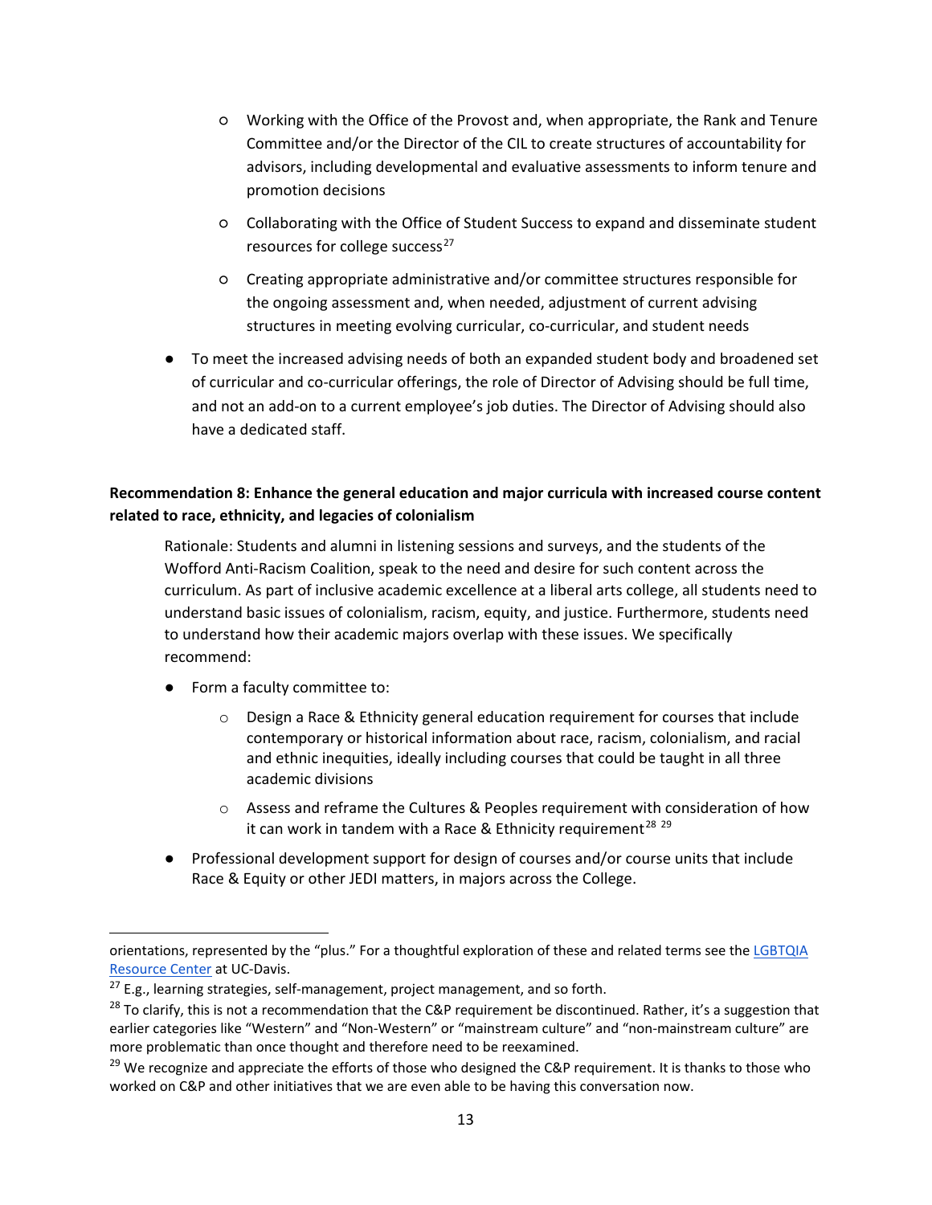- Working with the Office of the Provost and, when appropriate, the Rank and Tenure Committee and/or the Director of the CIL to create structures of accountability for advisors, including developmental and evaluative assessments to inform tenure and promotion decisions
- Collaborating with the Office of Student Success to expand and disseminate student resources for college success[27]
- Creating appropriate administrative and/or committee structures responsible for the ongoing assessment and, when needed, adjustment of current advising structures in meeting evolving curricular, co-curricular, and student needs

- To meet the increased advising needs of both an expanded student body and broadened set of curricular and co-curricular offerings, the role of Director of Advising should be full time, and not an add-on to a current employee's job duties. The Director of Advising should also have a dedicated staff.

**Recommendation 8: Enhance the general education and major curricula with increased course content related to race, ethnicity, and legacies of colonialism**

Rationale: Students and alumni in listening sessions and surveys, and the students of the Wofford Anti-Racism Coalition, speak to the need and desire for such content across the curriculum. As part of inclusive academic excellence at a liberal arts college, all students need to understand basic issues of colonialism, racism, equity, and justice. Furthermore, students need to understand how their academic majors overlap with these issues. We specifically recommend:

- Form a faculty committee to:
    - Design a Race & Ethnicity general education requirement for courses that include contemporary or historical information about race, racism, colonialism, and racial and ethnic inequities, ideally including courses that could be taught in all three academic divisions
    - Assess and reframe the Cultures & Peoples requirement with consideration of how it can work in tandem with a Race & Ethnicity requirement[28] [29]
- Professional development support for design of courses and/or course units that include Race & Equity or other JEDI matters, in majors across the College.

---

orientations, represented by the "plus." For a thoughtful exploration of these and related terms see the [LGBTQIA Resource Center] at UC-Davis.

[27] E.g., learning strategies, self-management, project management, and so forth.

[28] To clarify, this is not a recommendation that the C&P requirement be discontinued. Rather, it's a suggestion that earlier categories like "Western" and "Non-Western" or "mainstream culture" and "non-mainstream culture" are more problematic than once thought and therefore need to be reexamined.

[29] We recognize and appreciate the efforts of those who designed the C&P requirement. It is thanks to those who worked on C&P and other initiatives that we are even able to be having this conversation now.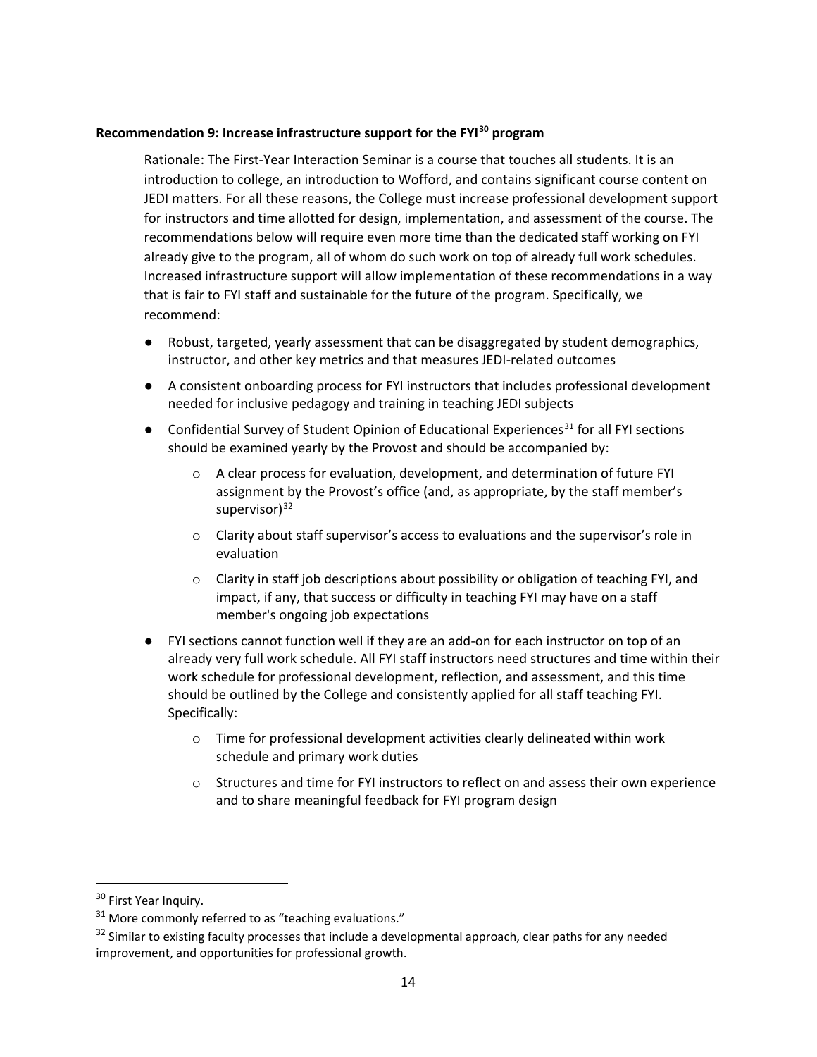**Recommendation 9: Increase infrastructure support for the FYI[30] program**

Rationale: The First-Year Interaction Seminar is a course that touches all students. It is an introduction to college, an introduction to Wofford, and contains significant course content on JEDI matters. For all these reasons, the College must increase professional development support for instructors and time allotted for design, implementation, and assessment of the course. The recommendations below will require even more time than the dedicated staff working on FYI already give to the program, all of whom do such work on top of already full work schedules. Increased infrastructure support will allow implementation of these recommendations in a way that is fair to FYI staff and sustainable for the future of the program. Specifically, we recommend:

- Robust, targeted, yearly assessment that can be disaggregated by student demographics, instructor, and other key metrics and that measures JEDI-related outcomes
- A consistent onboarding process for FYI instructors that includes professional development needed for inclusive pedagogy and training in teaching JEDI subjects
- Confidential Survey of Student Opinion of Educational Experiences[31] for all FYI sections should be examined yearly by the Provost and should be accompanied by:
    - A clear process for evaluation, development, and determination of future FYI assignment by the Provost's office (and, as appropriate, by the staff member's supervisor)[32]
    - Clarity about staff supervisor's access to evaluations and the supervisor's role in evaluation
    - Clarity in staff job descriptions about possibility or obligation of teaching FYI, and impact, if any, that success or difficulty in teaching FYI may have on a staff member's ongoing job expectations
- FYI sections cannot function well if they are an add-on for each instructor on top of an already very full work schedule. All FYI staff instructors need structures and time within their work schedule for professional development, reflection, and assessment, and this time should be outlined by the College and consistently applied for all staff teaching FYI. Specifically:
    - Time for professional development activities clearly delineated within work schedule and primary work duties
    - Structures and time for FYI instructors to reflect on and assess their own experience and to share meaningful feedback for FYI program design

---

[30] First Year Inquiry.

[31] More commonly referred to as "teaching evaluations."

[32] Similar to existing faculty processes that include a developmental approach, clear paths for any needed improvement, and opportunities for professional growth.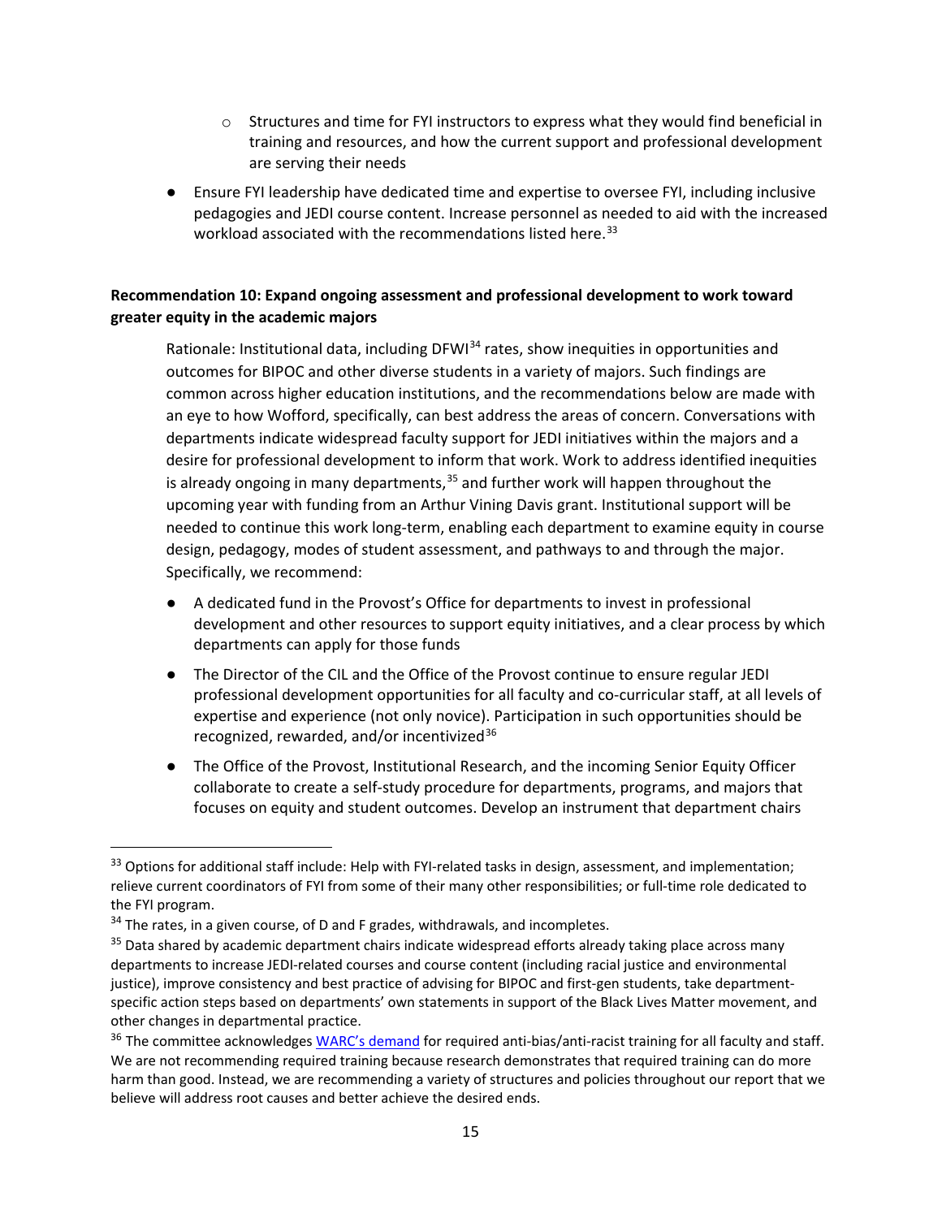- Structures and time for FYI instructors to express what they would find beneficial in training and resources, and how the current support and professional development are serving their needs

- Ensure FYI leadership have dedicated time and expertise to oversee FYI, including inclusive pedagogies and JEDI course content. Increase personnel as needed to aid with the increased workload associated with the recommendations listed here.[33]

**Recommendation 10: Expand ongoing assessment and professional development to work toward greater equity in the academic majors**

Rationale: Institutional data, including DFWI[34] rates, show inequities in opportunities and outcomes for BIPOC and other diverse students in a variety of majors. Such findings are common across higher education institutions, and the recommendations below are made with an eye to how Wofford, specifically, can best address the areas of concern. Conversations with departments indicate widespread faculty support for JEDI initiatives within the majors and a desire for professional development to inform that work. Work to address identified inequities is already ongoing in many departments,[35] and further work will happen throughout the upcoming year with funding from an Arthur Vining Davis grant. Institutional support will be needed to continue this work long-term, enabling each department to examine equity in course design, pedagogy, modes of student assessment, and pathways to and through the major. Specifically, we recommend:

- A dedicated fund in the Provost's Office for departments to invest in professional development and other resources to support equity initiatives, and a clear process by which departments can apply for those funds
- The Director of the CIL and the Office of the Provost continue to ensure regular JEDI professional development opportunities for all faculty and co-curricular staff, at all levels of expertise and experience (not only novice). Participation in such opportunities should be recognized, rewarded, and/or incentivized[36]
- The Office of the Provost, Institutional Research, and the incoming Senior Equity Officer collaborate to create a self-study procedure for departments, programs, and majors that focuses on equity and student outcomes. Develop an instrument that department chairs

---

[33] Options for additional staff include: Help with FYI-related tasks in design, assessment, and implementation; relieve current coordinators of FYI from some of their many other responsibilities; or full-time role dedicated to the FYI program.

[34] The rates, in a given course, of D and F grades, withdrawals, and incompletes.

[35] Data shared by academic department chairs indicate widespread efforts already taking place across many departments to increase JEDI-related courses and course content (including racial justice and environmental justice), improve consistency and best practice of advising for BIPOC and first-gen students, take department-specific action steps based on departments' own statements in support of the Black Lives Matter movement, and other changes in departmental practice.

[36] The committee acknowledges WARC's demand for required anti-bias/anti-racist training for all faculty and staff. We are not recommending required training because research demonstrates that required training can do more harm than good. Instead, we are recommending a variety of structures and policies throughout our report that we believe will address root causes and better achieve the desired ends.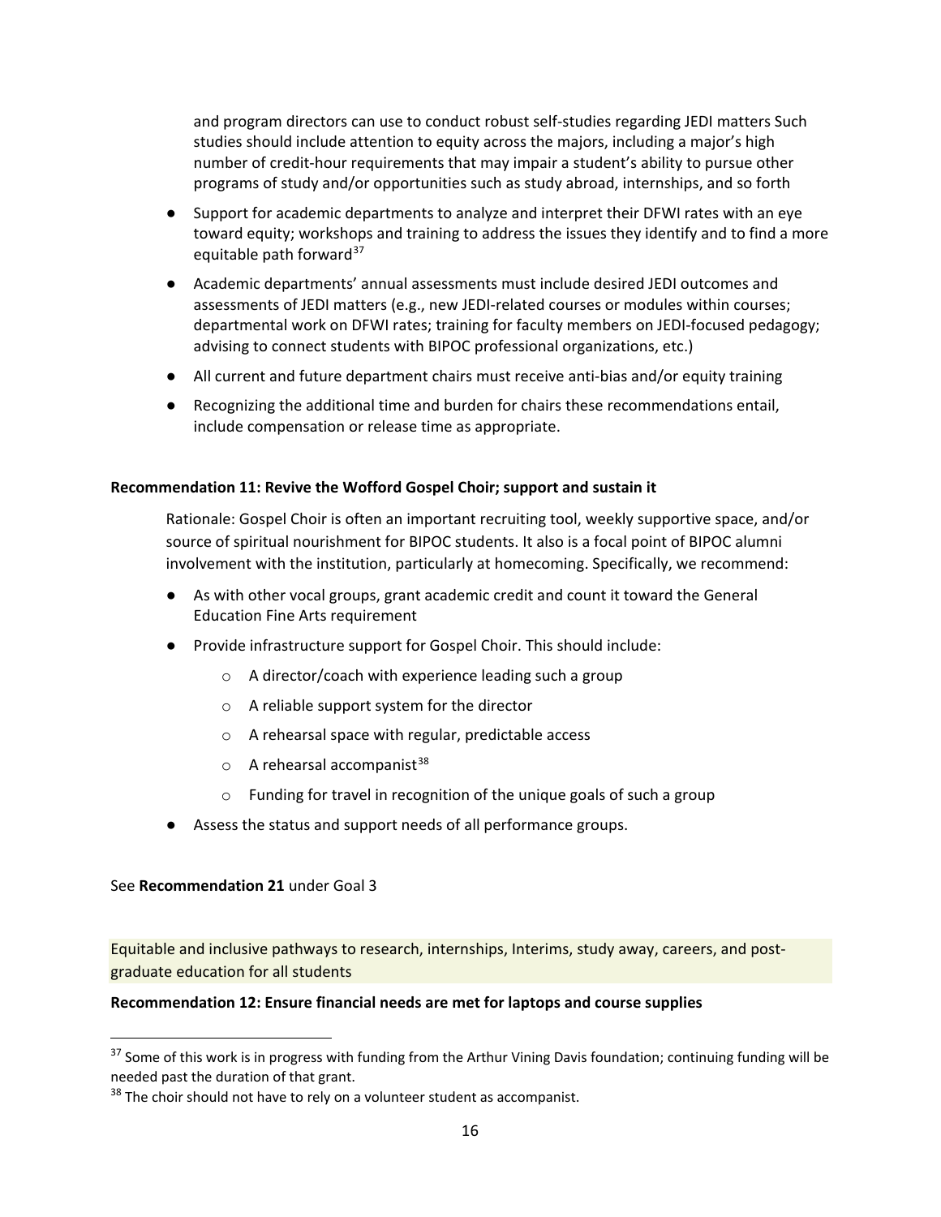and program directors can use to conduct robust self-studies regarding JEDI matters Such studies should include attention to equity across the majors, including a major's high number of credit-hour requirements that may impair a student's ability to pursue other programs of study and/or opportunities such as study abroad, internships, and so forth

- Support for academic departments to analyze and interpret their DFWI rates with an eye toward equity; workshops and training to address the issues they identify and to find a more equitable path forward[37]
- Academic departments' annual assessments must include desired JEDI outcomes and assessments of JEDI matters (e.g., new JEDI-related courses or modules within courses; departmental work on DFWI rates; training for faculty members on JEDI-focused pedagogy; advising to connect students with BIPOC professional organizations, etc.)
- All current and future department chairs must receive anti-bias and/or equity training
- Recognizing the additional time and burden for chairs these recommendations entail, include compensation or release time as appropriate.

**Recommendation 11: Revive the Wofford Gospel Choir; support and sustain it**

Rationale: Gospel Choir is often an important recruiting tool, weekly supportive space, and/or source of spiritual nourishment for BIPOC students. It also is a focal point of BIPOC alumni involvement with the institution, particularly at homecoming. Specifically, we recommend:

- As with other vocal groups, grant academic credit and count it toward the General Education Fine Arts requirement
- Provide infrastructure support for Gospel Choir. This should include:
  - A director/coach with experience leading such a group
  - A reliable support system for the director
  - A rehearsal space with regular, predictable access
  - A rehearsal accompanist[38]
  - Funding for travel in recognition of the unique goals of such a group
- Assess the status and support needs of all performance groups.

See **Recommendation 21** under Goal 3

Equitable and inclusive pathways to research, internships, Interims, study away, careers, and post-graduate education for all students

**Recommendation 12: Ensure financial needs are met for laptops and course supplies**

[37] Some of this work is in progress with funding from the Arthur Vining Davis foundation; continuing funding will be needed past the duration of that grant.

[38] The choir should not have to rely on a volunteer student as accompanist.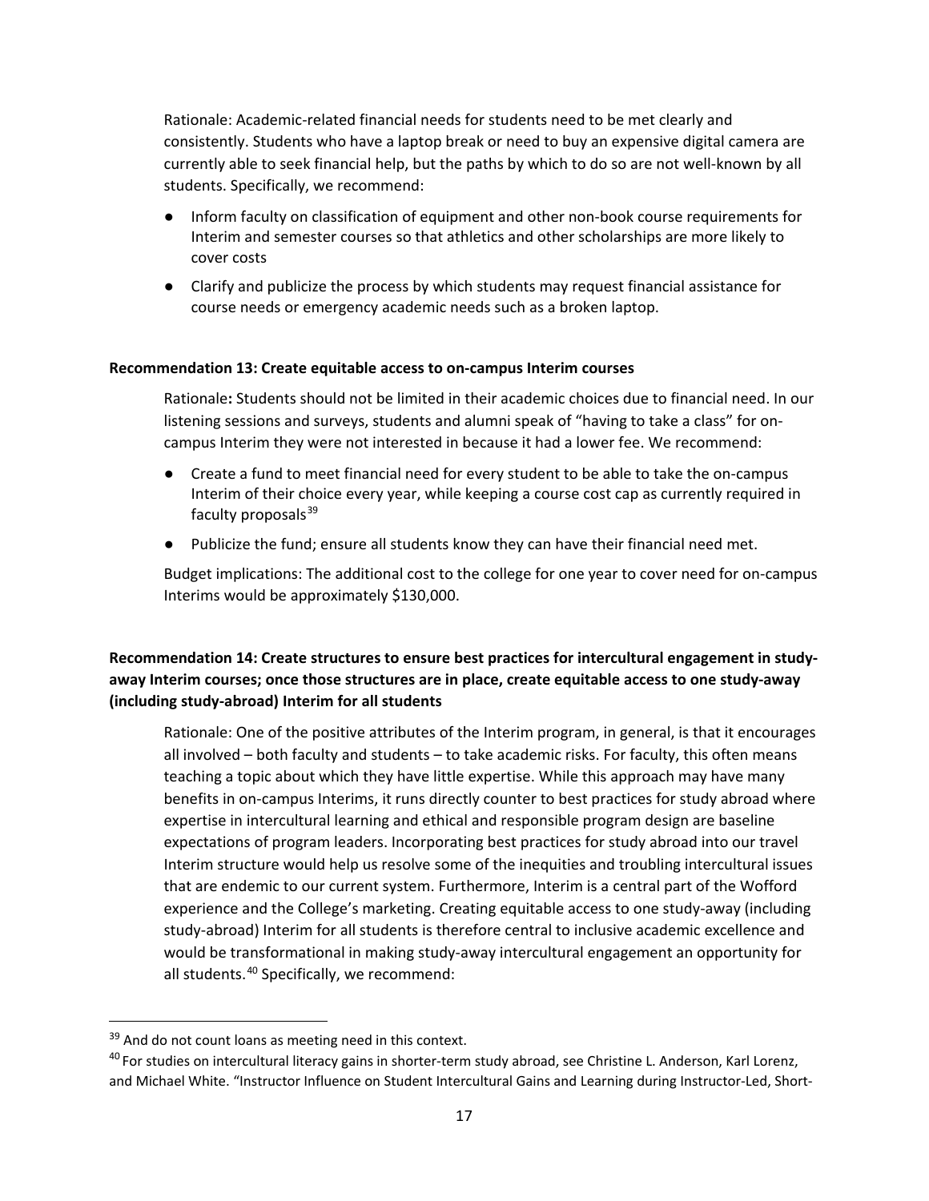Rationale: Academic-related financial needs for students need to be met clearly and consistently. Students who have a laptop break or need to buy an expensive digital camera are currently able to seek financial help, but the paths by which to do so are not well-known by all students. Specifically, we recommend:

- Inform faculty on classification of equipment and other non-book course requirements for Interim and semester courses so that athletics and other scholarships are more likely to cover costs
- Clarify and publicize the process by which students may request financial assistance for course needs or emergency academic needs such as a broken laptop.

**Recommendation 13: Create equitable access to on-campus Interim courses**

Rationale**:** Students should not be limited in their academic choices due to financial need. In our listening sessions and surveys, students and alumni speak of "having to take a class" for on-campus Interim they were not interested in because it had a lower fee. We recommend:

- Create a fund to meet financial need for every student to be able to take the on-campus Interim of their choice every year, while keeping a course cost cap as currently required in faculty proposals[39]
- Publicize the fund; ensure all students know they can have their financial need met.

Budget implications: The additional cost to the college for one year to cover need for on-campus Interims would be approximately $130,000.

**Recommendation 14: Create structures to ensure best practices for intercultural engagement in study-away Interim courses; once those structures are in place, create equitable access to one study-away (including study-abroad) Interim for all students**

Rationale: One of the positive attributes of the Interim program, in general, is that it encourages all involved – both faculty and students – to take academic risks. For faculty, this often means teaching a topic about which they have little expertise. While this approach may have many benefits in on-campus Interims, it runs directly counter to best practices for study abroad where expertise in intercultural learning and ethical and responsible program design are baseline expectations of program leaders. Incorporating best practices for study abroad into our travel Interim structure would help us resolve some of the inequities and troubling intercultural issues that are endemic to our current system. Furthermore, Interim is a central part of the Wofford experience and the College's marketing. Creating equitable access to one study-away (including study-abroad) Interim for all students is therefore central to inclusive academic excellence and would be transformational in making study-away intercultural engagement an opportunity for all students.[40] Specifically, we recommend:

---

[39] And do not count loans as meeting need in this context.

[40] For studies on intercultural literacy gains in shorter-term study abroad, see Christine L. Anderson, Karl Lorenz, and Michael White. "Instructor Influence on Student Intercultural Gains and Learning during Instructor-Led, Short-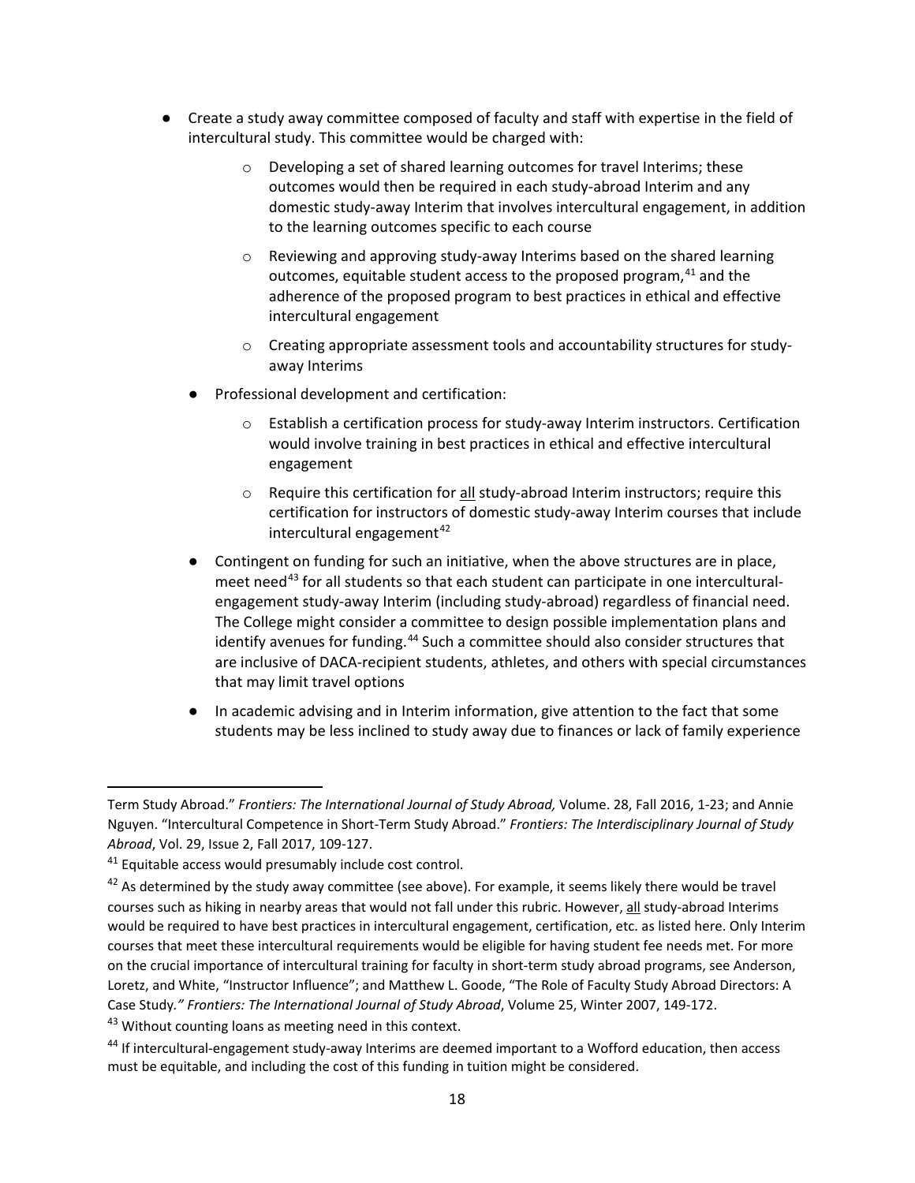- Create a study away committee composed of faculty and staff with expertise in the field of intercultural study. This committee would be charged with:
    - Developing a set of shared learning outcomes for travel Interims; these outcomes would then be required in each study-abroad Interim and any domestic study-away Interim that involves intercultural engagement, in addition to the learning outcomes specific to each course
    - Reviewing and approving study-away Interims based on the shared learning outcomes, equitable student access to the proposed program,[41] and the adherence of the proposed program to best practices in ethical and effective intercultural engagement
    - Creating appropriate assessment tools and accountability structures for study-away Interims
- Professional development and certification:
    - Establish a certification process for study-away Interim instructors. Certification would involve training in best practices in ethical and effective intercultural engagement
    - Require this certification for <u>all</u> study-abroad Interim instructors; require this certification for instructors of domestic study-away Interim courses that include intercultural engagement[42]
- Contingent on funding for such an initiative, when the above structures are in place, meet need[43] for all students so that each student can participate in one intercultural-engagement study-away Interim (including study-abroad) regardless of financial need. The College might consider a committee to design possible implementation plans and identify avenues for funding.[44] Such a committee should also consider structures that are inclusive of DACA-recipient students, athletes, and others with special circumstances that may limit travel options
- In academic advising and in Interim information, give attention to the fact that some students may be less inclined to study away due to finances or lack of family experience

---

Term Study Abroad." *Frontiers: The International Journal of Study Abroad,* Volume. 28, Fall 2016, 1-23; and Annie Nguyen. "Intercultural Competence in Short-Term Study Abroad." *Frontiers: The Interdisciplinary Journal of Study Abroad*, Vol. 29, Issue 2, Fall 2017, 109-127.

[41] Equitable access would presumably include cost control.

[42] As determined by the study away committee (see above). For example, it seems likely there would be travel courses such as hiking in nearby areas that would not fall under this rubric. However, <u>all</u> study-abroad Interims would be required to have best practices in intercultural engagement, certification, etc. as listed here. Only Interim courses that meet these intercultural requirements would be eligible for having student fee needs met. For more on the crucial importance of intercultural training for faculty in short-term study abroad programs, see Anderson, Loretz, and White, "Instructor Influence"; and Matthew L. Goode, "The Role of Faculty Study Abroad Directors: A Case Study*." Frontiers: The International Journal of Study Abroad*, Volume 25, Winter 2007, 149-172.

[43] Without counting loans as meeting need in this context.

[44] If intercultural-engagement study-away Interims are deemed important to a Wofford education, then access must be equitable, and including the cost of this funding in tuition might be considered.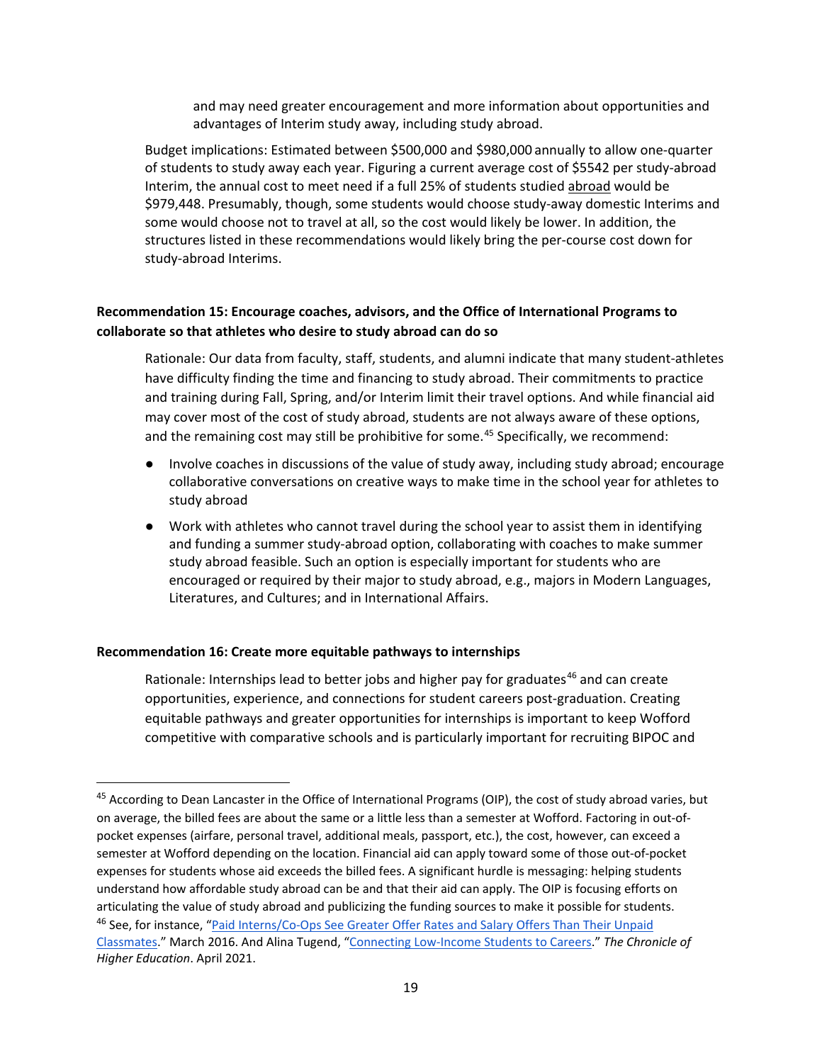and may need greater encouragement and more information about opportunities and advantages of Interim study away, including study abroad.

Budget implications: Estimated between $500,000 and $980,000 annually to allow one-quarter of students to study away each year. Figuring a current average cost of $5542 per study-abroad Interim, the annual cost to meet need if a full 25% of students studied abroad would be $979,448. Presumably, though, some students would choose study-away domestic Interims and some would choose not to travel at all, so the cost would likely be lower. In addition, the structures listed in these recommendations would likely bring the per-course cost down for study-abroad Interims.

**Recommendation 15: Encourage coaches, advisors, and the Office of International Programs to collaborate so that athletes who desire to study abroad can do so**

Rationale: Our data from faculty, staff, students, and alumni indicate that many student-athletes have difficulty finding the time and financing to study abroad. Their commitments to practice and training during Fall, Spring, and/or Interim limit their travel options. And while financial aid may cover most of the cost of study abroad, students are not always aware of these options, and the remaining cost may still be prohibitive for some.[45] Specifically, we recommend:

- Involve coaches in discussions of the value of study away, including study abroad; encourage collaborative conversations on creative ways to make time in the school year for athletes to study abroad
- Work with athletes who cannot travel during the school year to assist them in identifying and funding a summer study-abroad option, collaborating with coaches to make summer study abroad feasible. Such an option is especially important for students who are encouraged or required by their major to study abroad, e.g., majors in Modern Languages, Literatures, and Cultures; and in International Affairs.

**Recommendation 16: Create more equitable pathways to internships**

Rationale: Internships lead to better jobs and higher pay for graduates[46] and can create opportunities, experience, and connections for student careers post-graduation. Creating equitable pathways and greater opportunities for internships is important to keep Wofford competitive with comparative schools and is particularly important for recruiting BIPOC and

---

[45] According to Dean Lancaster in the Office of International Programs (OIP), the cost of study abroad varies, but on average, the billed fees are about the same or a little less than a semester at Wofford. Factoring in out-of-pocket expenses (airfare, personal travel, additional meals, passport, etc.), the cost, however, can exceed a semester at Wofford depending on the location. Financial aid can apply toward some of those out-of-pocket expenses for students whose aid exceeds the billed fees. A significant hurdle is messaging: helping students understand how affordable study abroad can be and that their aid can apply. The OIP is focusing efforts on articulating the value of study abroad and publicizing the funding sources to make it possible for students.

[46] See, for instance, "Paid Interns/Co-Ops See Greater Offer Rates and Salary Offers Than Their Unpaid Classmates." March 2016. And Alina Tugend, "Connecting Low-Income Students to Careers." *The Chronicle of Higher Education*. April 2021.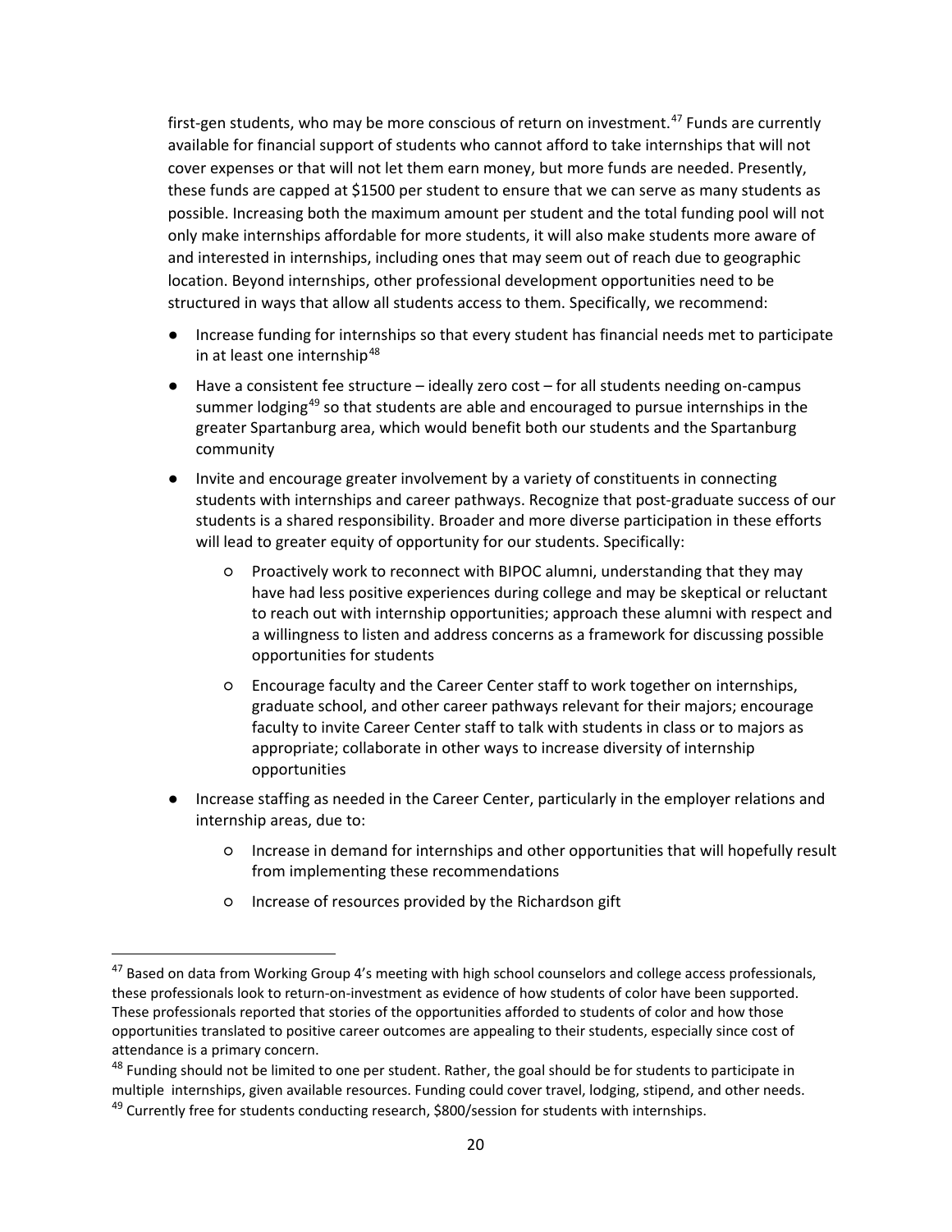first-gen students, who may be more conscious of return on investment.[47] Funds are currently available for financial support of students who cannot afford to take internships that will not cover expenses or that will not let them earn money, but more funds are needed. Presently, these funds are capped at $1500 per student to ensure that we can serve as many students as possible. Increasing both the maximum amount per student and the total funding pool will not only make internships affordable for more students, it will also make students more aware of and interested in internships, including ones that may seem out of reach due to geographic location. Beyond internships, other professional development opportunities need to be structured in ways that allow all students access to them. Specifically, we recommend:

- Increase funding for internships so that every student has financial needs met to participate in at least one internship[48]
- Have a consistent fee structure – ideally zero cost – for all students needing on-campus summer lodging[49] so that students are able and encouraged to pursue internships in the greater Spartanburg area, which would benefit both our students and the Spartanburg community
- Invite and encourage greater involvement by a variety of constituents in connecting students with internships and career pathways. Recognize that post-graduate success of our students is a shared responsibility. Broader and more diverse participation in these efforts will lead to greater equity of opportunity for our students. Specifically:
  - Proactively work to reconnect with BIPOC alumni, understanding that they may have had less positive experiences during college and may be skeptical or reluctant to reach out with internship opportunities; approach these alumni with respect and a willingness to listen and address concerns as a framework for discussing possible opportunities for students
  - Encourage faculty and the Career Center staff to work together on internships, graduate school, and other career pathways relevant for their majors; encourage faculty to invite Career Center staff to talk with students in class or to majors as appropriate; collaborate in other ways to increase diversity of internship opportunities
- Increase staffing as needed in the Career Center, particularly in the employer relations and internship areas, due to:
  - Increase in demand for internships and other opportunities that will hopefully result from implementing these recommendations
  - Increase of resources provided by the Richardson gift

---

[47] Based on data from Working Group 4's meeting with high school counselors and college access professionals, these professionals look to return-on-investment as evidence of how students of color have been supported. These professionals reported that stories of the opportunities afforded to students of color and how those opportunities translated to positive career outcomes are appealing to their students, especially since cost of attendance is a primary concern.

[48] Funding should not be limited to one per student. Rather, the goal should be for students to participate in multiple internships, given available resources. Funding could cover travel, lodging, stipend, and other needs.

[49] Currently free for students conducting research, $800/session for students with internships.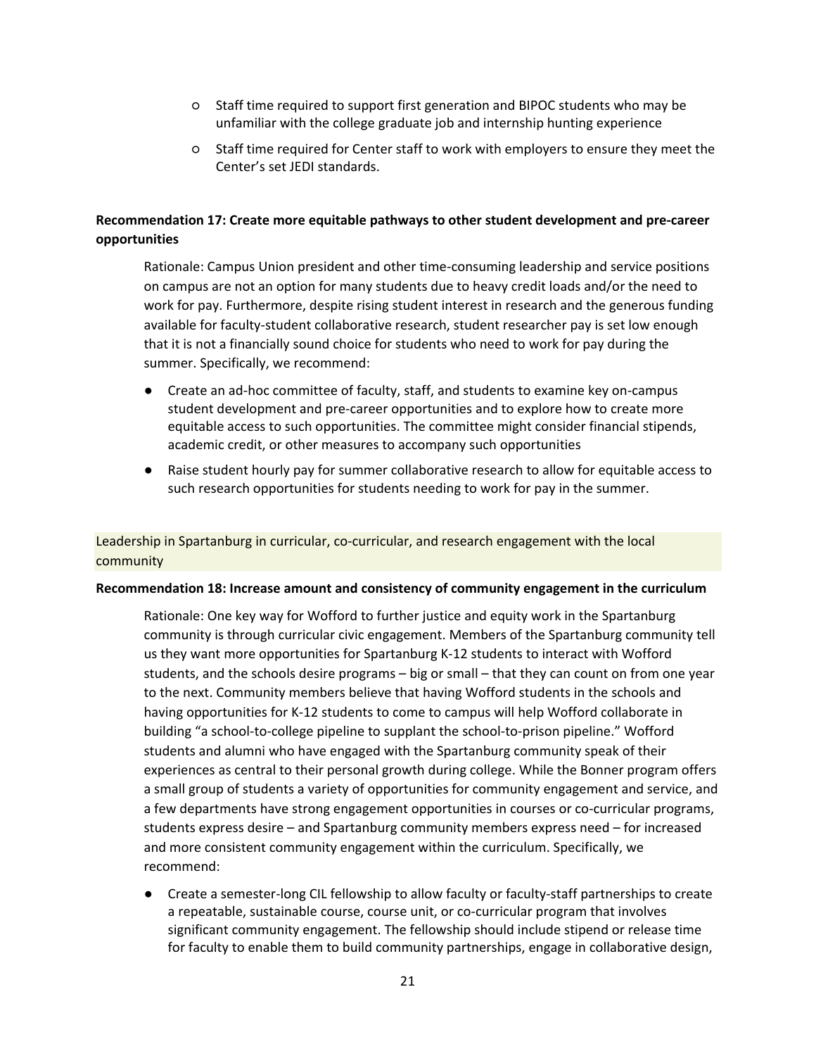- Staff time required to support first generation and BIPOC students who may be unfamiliar with the college graduate job and internship hunting experience
    - Staff time required for Center staff to work with employers to ensure they meet the Center's set JEDI standards.

**Recommendation 17: Create more equitable pathways to other student development and pre-career opportunities**

Rationale: Campus Union president and other time-consuming leadership and service positions on campus are not an option for many students due to heavy credit loads and/or the need to work for pay. Furthermore, despite rising student interest in research and the generous funding available for faculty-student collaborative research, student researcher pay is set low enough that it is not a financially sound choice for students who need to work for pay during the summer. Specifically, we recommend:

- Create an ad-hoc committee of faculty, staff, and students to examine key on-campus student development and pre-career opportunities and to explore how to create more equitable access to such opportunities. The committee might consider financial stipends, academic credit, or other measures to accompany such opportunities
- Raise student hourly pay for summer collaborative research to allow for equitable access to such research opportunities for students needing to work for pay in the summer.

## Leadership in Spartanburg in curricular, co-curricular, and research engagement with the local community

**Recommendation 18: Increase amount and consistency of community engagement in the curriculum**

Rationale: One key way for Wofford to further justice and equity work in the Spartanburg community is through curricular civic engagement. Members of the Spartanburg community tell us they want more opportunities for Spartanburg K-12 students to interact with Wofford students, and the schools desire programs – big or small – that they can count on from one year to the next. Community members believe that having Wofford students in the schools and having opportunities for K-12 students to come to campus will help Wofford collaborate in building "a school-to-college pipeline to supplant the school-to-prison pipeline." Wofford students and alumni who have engaged with the Spartanburg community speak of their experiences as central to their personal growth during college. While the Bonner program offers a small group of students a variety of opportunities for community engagement and service, and a few departments have strong engagement opportunities in courses or co-curricular programs, students express desire – and Spartanburg community members express need – for increased and more consistent community engagement within the curriculum. Specifically, we recommend:

- Create a semester-long CIL fellowship to allow faculty or faculty-staff partnerships to create a repeatable, sustainable course, course unit, or co-curricular program that involves significant community engagement. The fellowship should include stipend or release time for faculty to enable them to build community partnerships, engage in collaborative design,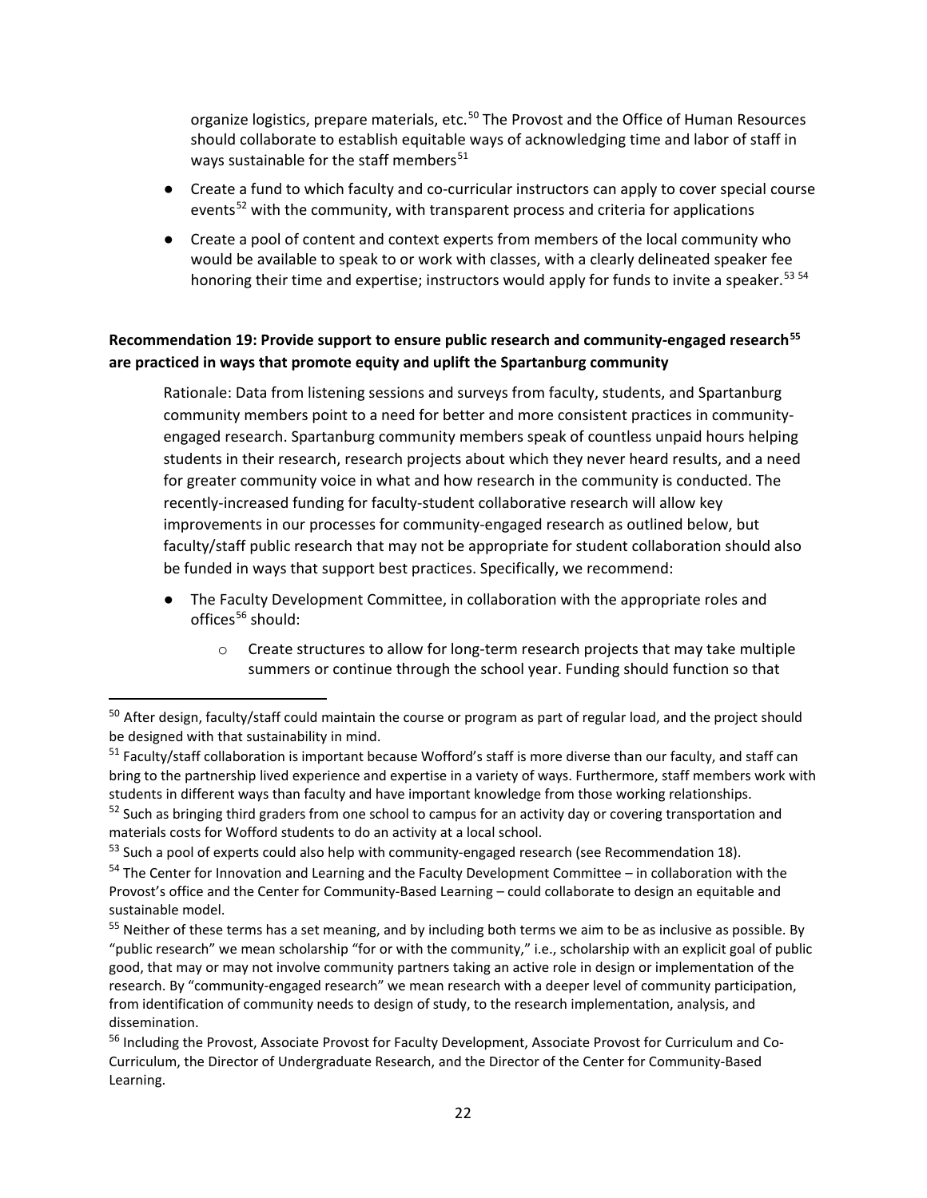organize logistics, prepare materials, etc.[50] The Provost and the Office of Human Resources should collaborate to establish equitable ways of acknowledging time and labor of staff in ways sustainable for the staff members[51]

- Create a fund to which faculty and co-curricular instructors can apply to cover special course events[52] with the community, with transparent process and criteria for applications
- Create a pool of content and context experts from members of the local community who would be available to speak to or work with classes, with a clearly delineated speaker fee honoring their time and expertise; instructors would apply for funds to invite a speaker.[53] [54]

**Recommendation 19: Provide support to ensure public research and community-engaged research[55] are practiced in ways that promote equity and uplift the Spartanburg community**

Rationale: Data from listening sessions and surveys from faculty, students, and Spartanburg community members point to a need for better and more consistent practices in community-engaged research. Spartanburg community members speak of countless unpaid hours helping students in their research, research projects about which they never heard results, and a need for greater community voice in what and how research in the community is conducted. The recently-increased funding for faculty-student collaborative research will allow key improvements in our processes for community-engaged research as outlined below, but faculty/staff public research that may not be appropriate for student collaboration should also be funded in ways that support best practices. Specifically, we recommend:

- The Faculty Development Committee, in collaboration with the appropriate roles and offices[56] should:
  - Create structures to allow for long-term research projects that may take multiple summers or continue through the school year. Funding should function so that

---

[50] After design, faculty/staff could maintain the course or program as part of regular load, and the project should be designed with that sustainability in mind.

[51] Faculty/staff collaboration is important because Wofford's staff is more diverse than our faculty, and staff can bring to the partnership lived experience and expertise in a variety of ways. Furthermore, staff members work with students in different ways than faculty and have important knowledge from those working relationships.

[52] Such as bringing third graders from one school to campus for an activity day or covering transportation and materials costs for Wofford students to do an activity at a local school.

[53] Such a pool of experts could also help with community-engaged research (see Recommendation 18).

[54] The Center for Innovation and Learning and the Faculty Development Committee – in collaboration with the Provost's office and the Center for Community-Based Learning – could collaborate to design an equitable and sustainable model.

[55] Neither of these terms has a set meaning, and by including both terms we aim to be as inclusive as possible. By "public research" we mean scholarship "for or with the community," i.e., scholarship with an explicit goal of public good, that may or may not involve community partners taking an active role in design or implementation of the research. By "community-engaged research" we mean research with a deeper level of community participation, from identification of community needs to design of study, to the research implementation, analysis, and dissemination.

[56] Including the Provost, Associate Provost for Faculty Development, Associate Provost for Curriculum and Co-Curriculum, the Director of Undergraduate Research, and the Director of the Center for Community-Based Learning.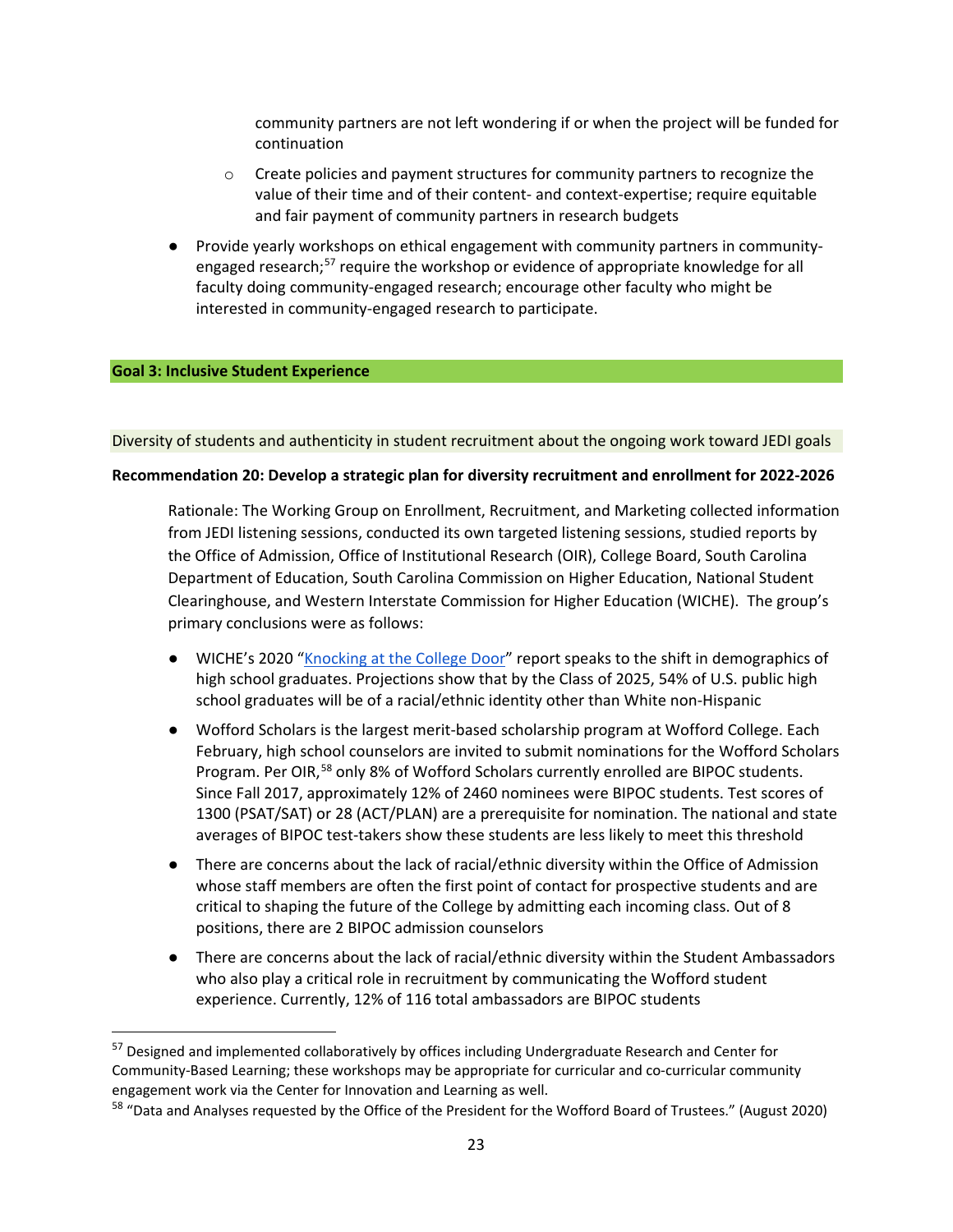community partners are not left wondering if or when the project will be funded for continuation

  - Create policies and payment structures for community partners to recognize the value of their time and of their content- and context-expertise; require equitable and fair payment of community partners in research budgets

- Provide yearly workshops on ethical engagement with community partners in community-engaged research;[57] require the workshop or evidence of appropriate knowledge for all faculty doing community-engaged research; encourage other faculty who might be interested in community-engaged research to participate.

## Goal 3: Inclusive Student Experience

### Diversity of students and authenticity in student recruitment about the ongoing work toward JEDI goals

**Recommendation 20: Develop a strategic plan for diversity recruitment and enrollment for 2022-2026**

Rationale: The Working Group on Enrollment, Recruitment, and Marketing collected information from JEDI listening sessions, conducted its own targeted listening sessions, studied reports by the Office of Admission, Office of Institutional Research (OIR), College Board, South Carolina Department of Education, South Carolina Commission on Higher Education, National Student Clearinghouse, and Western Interstate Commission for Higher Education (WICHE). The group's primary conclusions were as follows:

- WICHE's 2020 "Knocking at the College Door" report speaks to the shift in demographics of high school graduates. Projections show that by the Class of 2025, 54% of U.S. public high school graduates will be of a racial/ethnic identity other than White non-Hispanic
- Wofford Scholars is the largest merit-based scholarship program at Wofford College. Each February, high school counselors are invited to submit nominations for the Wofford Scholars Program. Per OIR,[58] only 8% of Wofford Scholars currently enrolled are BIPOC students. Since Fall 2017, approximately 12% of 2460 nominees were BIPOC students. Test scores of 1300 (PSAT/SAT) or 28 (ACT/PLAN) are a prerequisite for nomination. The national and state averages of BIPOC test-takers show these students are less likely to meet this threshold
- There are concerns about the lack of racial/ethnic diversity within the Office of Admission whose staff members are often the first point of contact for prospective students and are critical to shaping the future of the College by admitting each incoming class. Out of 8 positions, there are 2 BIPOC admission counselors
- There are concerns about the lack of racial/ethnic diversity within the Student Ambassadors who also play a critical role in recruitment by communicating the Wofford student experience. Currently, 12% of 116 total ambassadors are BIPOC students

---

[57] Designed and implemented collaboratively by offices including Undergraduate Research and Center for Community-Based Learning; these workshops may be appropriate for curricular and co-curricular community engagement work via the Center for Innovation and Learning as well.

[58] "Data and Analyses requested by the Office of the President for the Wofford Board of Trustees." (August 2020)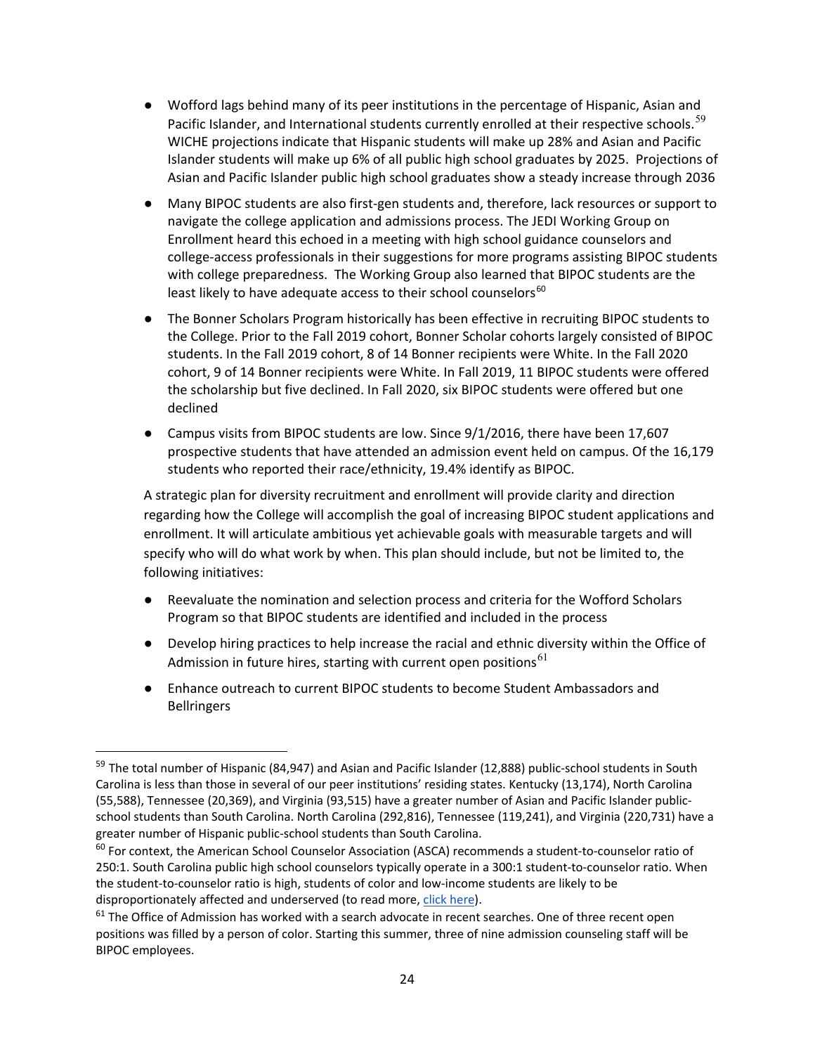- Wofford lags behind many of its peer institutions in the percentage of Hispanic, Asian and Pacific Islander, and International students currently enrolled at their respective schools.[59] WICHE projections indicate that Hispanic students will make up 28% and Asian and Pacific Islander students will make up 6% of all public high school graduates by 2025. Projections of Asian and Pacific Islander public high school graduates show a steady increase through 2036
- Many BIPOC students are also first-gen students and, therefore, lack resources or support to navigate the college application and admissions process. The JEDI Working Group on Enrollment heard this echoed in a meeting with high school guidance counselors and college-access professionals in their suggestions for more programs assisting BIPOC students with college preparedness. The Working Group also learned that BIPOC students are the least likely to have adequate access to their school counselors[60]
- The Bonner Scholars Program historically has been effective in recruiting BIPOC students to the College. Prior to the Fall 2019 cohort, Bonner Scholar cohorts largely consisted of BIPOC students. In the Fall 2019 cohort, 8 of 14 Bonner recipients were White. In the Fall 2020 cohort, 9 of 14 Bonner recipients were White. In Fall 2019, 11 BIPOC students were offered the scholarship but five declined. In Fall 2020, six BIPOC students were offered but one declined
- Campus visits from BIPOC students are low. Since 9/1/2016, there have been 17,607 prospective students that have attended an admission event held on campus. Of the 16,179 students who reported their race/ethnicity, 19.4% identify as BIPOC.

A strategic plan for diversity recruitment and enrollment will provide clarity and direction regarding how the College will accomplish the goal of increasing BIPOC student applications and enrollment. It will articulate ambitious yet achievable goals with measurable targets and will specify who will do what work by when. This plan should include, but not be limited to, the following initiatives:

- Reevaluate the nomination and selection process and criteria for the Wofford Scholars Program so that BIPOC students are identified and included in the process
- Develop hiring practices to help increase the racial and ethnic diversity within the Office of Admission in future hires, starting with current open positions[61]
- Enhance outreach to current BIPOC students to become Student Ambassadors and Bellringers

---

[59] The total number of Hispanic (84,947) and Asian and Pacific Islander (12,888) public-school students in South Carolina is less than those in several of our peer institutions' residing states. Kentucky (13,174), North Carolina (55,588), Tennessee (20,369), and Virginia (93,515) have a greater number of Asian and Pacific Islander public-school students than South Carolina. North Carolina (292,816), Tennessee (119,241), and Virginia (220,731) have a greater number of Hispanic public-school students than South Carolina.

[60] For context, the American School Counselor Association (ASCA) recommends a student-to-counselor ratio of 250:1. South Carolina public high school counselors typically operate in a 300:1 student-to-counselor ratio. When the student-to-counselor ratio is high, students of color and low-income students are likely to be disproportionately affected and underserved (to read more, click here).

[61] The Office of Admission has worked with a search advocate in recent searches. One of three recent open positions was filled by a person of color. Starting this summer, three of nine admission counseling staff will be BIPOC employees.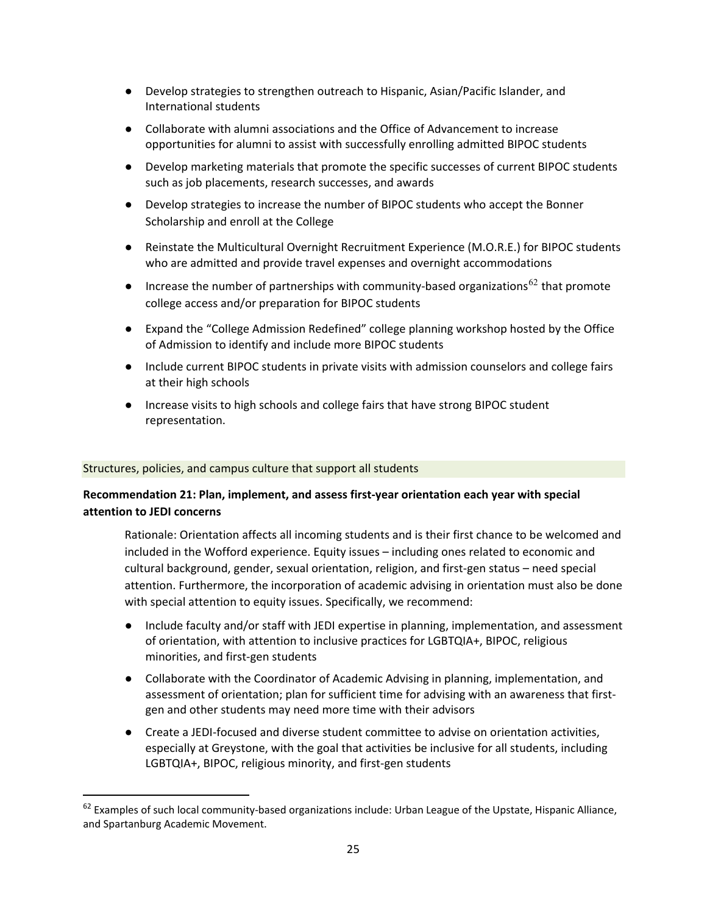- Develop strategies to strengthen outreach to Hispanic, Asian/Pacific Islander, and International students
- Collaborate with alumni associations and the Office of Advancement to increase opportunities for alumni to assist with successfully enrolling admitted BIPOC students
- Develop marketing materials that promote the specific successes of current BIPOC students such as job placements, research successes, and awards
- Develop strategies to increase the number of BIPOC students who accept the Bonner Scholarship and enroll at the College
- Reinstate the Multicultural Overnight Recruitment Experience (M.O.R.E.) for BIPOC students who are admitted and provide travel expenses and overnight accommodations
- Increase the number of partnerships with community-based organizations[62] that promote college access and/or preparation for BIPOC students
- Expand the "College Admission Redefined" college planning workshop hosted by the Office of Admission to identify and include more BIPOC students
- Include current BIPOC students in private visits with admission counselors and college fairs at their high schools
- Increase visits to high schools and college fairs that have strong BIPOC student representation.

## Structures, policies, and campus culture that support all students

**Recommendation 21: Plan, implement, and assess first-year orientation each year with special attention to JEDI concerns**

Rationale: Orientation affects all incoming students and is their first chance to be welcomed and included in the Wofford experience. Equity issues – including ones related to economic and cultural background, gender, sexual orientation, religion, and first-gen status – need special attention. Furthermore, the incorporation of academic advising in orientation must also be done with special attention to equity issues. Specifically, we recommend:

- Include faculty and/or staff with JEDI expertise in planning, implementation, and assessment of orientation, with attention to inclusive practices for LGBTQIA+, BIPOC, religious minorities, and first-gen students
- Collaborate with the Coordinator of Academic Advising in planning, implementation, and assessment of orientation; plan for sufficient time for advising with an awareness that first-gen and other students may need more time with their advisors
- Create a JEDI-focused and diverse student committee to advise on orientation activities, especially at Greystone, with the goal that activities be inclusive for all students, including LGBTQIA+, BIPOC, religious minority, and first-gen students

[62] Examples of such local community-based organizations include: Urban League of the Upstate, Hispanic Alliance, and Spartanburg Academic Movement.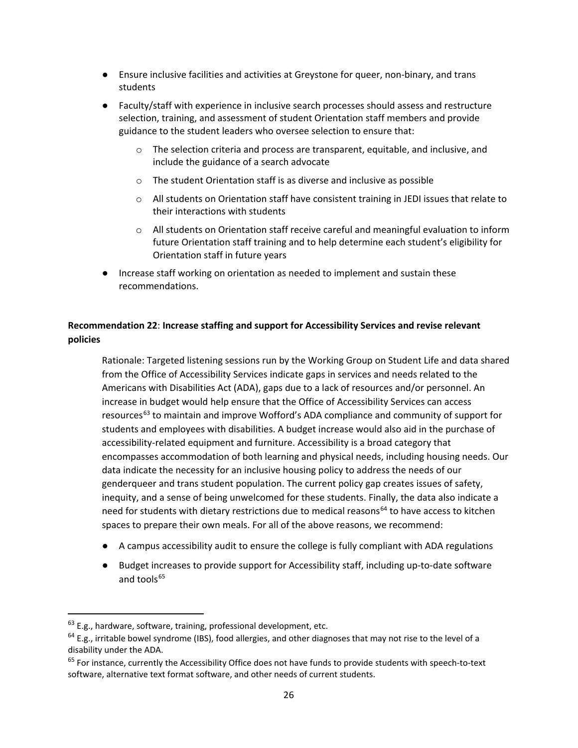- Ensure inclusive facilities and activities at Greystone for queer, non-binary, and trans students
- Faculty/staff with experience in inclusive search processes should assess and restructure selection, training, and assessment of student Orientation staff members and provide guidance to the student leaders who oversee selection to ensure that:
  - The selection criteria and process are transparent, equitable, and inclusive, and include the guidance of a search advocate
  - The student Orientation staff is as diverse and inclusive as possible
  - All students on Orientation staff have consistent training in JEDI issues that relate to their interactions with students
  - All students on Orientation staff receive careful and meaningful evaluation to inform future Orientation staff training and to help determine each student's eligibility for Orientation staff in future years
- Increase staff working on orientation as needed to implement and sustain these recommendations.

**Recommendation 22**: **Increase staffing and support for Accessibility Services and revise relevant policies**

Rationale: Targeted listening sessions run by the Working Group on Student Life and data shared from the Office of Accessibility Services indicate gaps in services and needs related to the Americans with Disabilities Act (ADA), gaps due to a lack of resources and/or personnel. An increase in budget would help ensure that the Office of Accessibility Services can access resources[63] to maintain and improve Wofford's ADA compliance and community of support for students and employees with disabilities. A budget increase would also aid in the purchase of accessibility-related equipment and furniture. Accessibility is a broad category that encompasses accommodation of both learning and physical needs, including housing needs. Our data indicate the necessity for an inclusive housing policy to address the needs of our genderqueer and trans student population. The current policy gap creates issues of safety, inequity, and a sense of being unwelcomed for these students. Finally, the data also indicate a need for students with dietary restrictions due to medical reasons[64] to have access to kitchen spaces to prepare their own meals. For all of the above reasons, we recommend:

- A campus accessibility audit to ensure the college is fully compliant with ADA regulations
- Budget increases to provide support for Accessibility staff, including up-to-date software and tools[65]

---

[63] E.g., hardware, software, training, professional development, etc.

[64] E.g., irritable bowel syndrome (IBS), food allergies, and other diagnoses that may not rise to the level of a disability under the ADA.

[65] For instance, currently the Accessibility Office does not have funds to provide students with speech-to-text software, alternative text format software, and other needs of current students.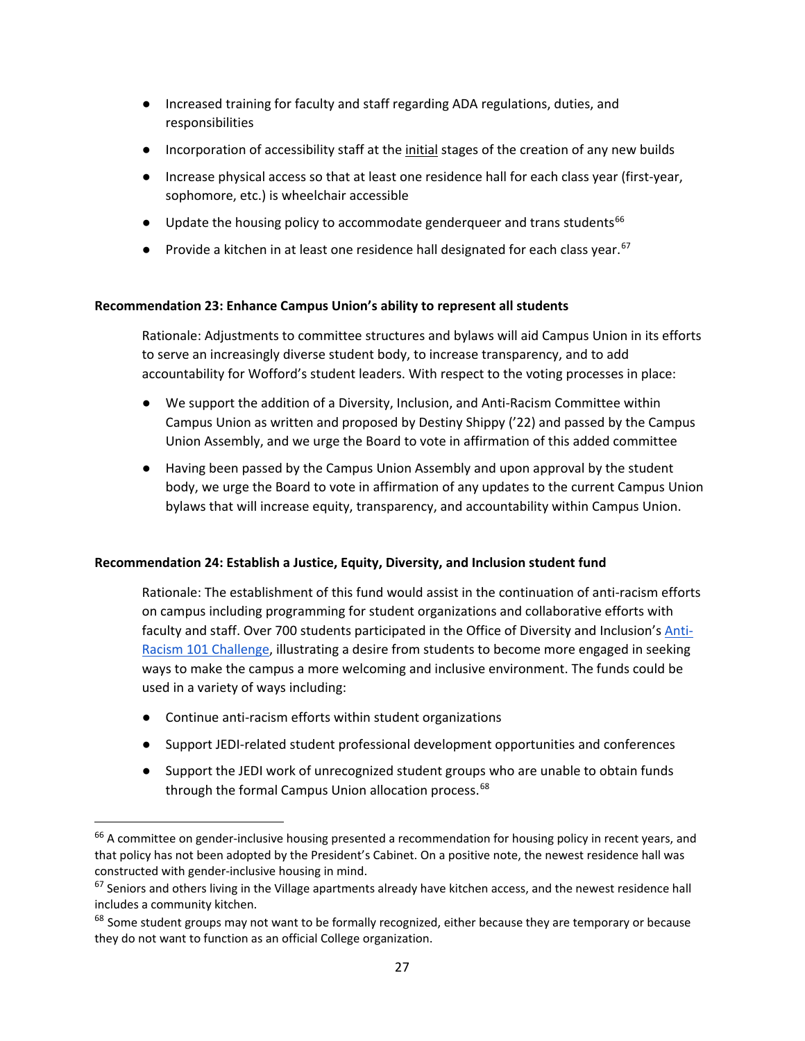- Increased training for faculty and staff regarding ADA regulations, duties, and responsibilities
- Incorporation of accessibility staff at the initial stages of the creation of any new builds
- Increase physical access so that at least one residence hall for each class year (first-year, sophomore, etc.) is wheelchair accessible
- Update the housing policy to accommodate genderqueer and trans students[66]
- Provide a kitchen in at least one residence hall designated for each class year.[67]

**Recommendation 23: Enhance Campus Union's ability to represent all students**

Rationale: Adjustments to committee structures and bylaws will aid Campus Union in its efforts to serve an increasingly diverse student body, to increase transparency, and to add accountability for Wofford's student leaders. With respect to the voting processes in place:

- We support the addition of a Diversity, Inclusion, and Anti-Racism Committee within Campus Union as written and proposed by Destiny Shippy ('22) and passed by the Campus Union Assembly, and we urge the Board to vote in affirmation of this added committee
- Having been passed by the Campus Union Assembly and upon approval by the student body, we urge the Board to vote in affirmation of any updates to the current Campus Union bylaws that will increase equity, transparency, and accountability within Campus Union.

**Recommendation 24: Establish a Justice, Equity, Diversity, and Inclusion student fund**

Rationale: The establishment of this fund would assist in the continuation of anti-racism efforts on campus including programming for student organizations and collaborative efforts with faculty and staff. Over 700 students participated in the Office of Diversity and Inclusion's Anti-Racism 101 Challenge, illustrating a desire from students to become more engaged in seeking ways to make the campus a more welcoming and inclusive environment. The funds could be used in a variety of ways including:

- Continue anti-racism efforts within student organizations
- Support JEDI-related student professional development opportunities and conferences
- Support the JEDI work of unrecognized student groups who are unable to obtain funds through the formal Campus Union allocation process.[68]

---

[66] A committee on gender-inclusive housing presented a recommendation for housing policy in recent years, and that policy has not been adopted by the President's Cabinet. On a positive note, the newest residence hall was constructed with gender-inclusive housing in mind.

[67] Seniors and others living in the Village apartments already have kitchen access, and the newest residence hall includes a community kitchen.

[68] Some student groups may not want to be formally recognized, either because they are temporary or because they do not want to function as an official College organization.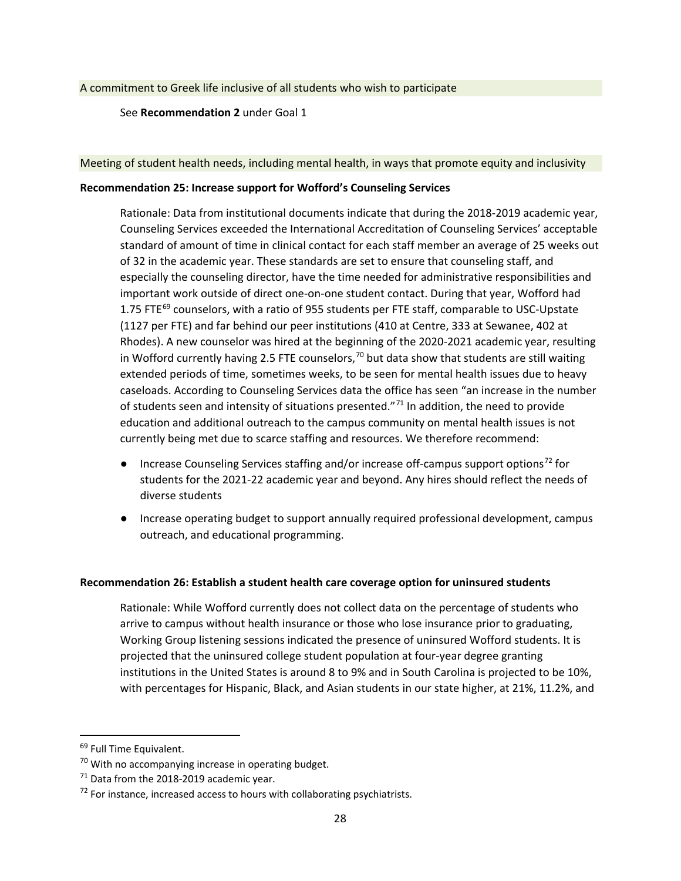A commitment to Greek life inclusive of all students who wish to participate

See **Recommendation 2** under Goal 1

Meeting of student health needs, including mental health, in ways that promote equity and inclusivity

**Recommendation 25: Increase support for Wofford's Counseling Services**

Rationale: Data from institutional documents indicate that during the 2018-2019 academic year, Counseling Services exceeded the International Accreditation of Counseling Services' acceptable standard of amount of time in clinical contact for each staff member an average of 25 weeks out of 32 in the academic year. These standards are set to ensure that counseling staff, and especially the counseling director, have the time needed for administrative responsibilities and important work outside of direct one-on-one student contact. During that year, Wofford had 1.75 FTE[69] counselors, with a ratio of 955 students per FTE staff, comparable to USC-Upstate (1127 per FTE) and far behind our peer institutions (410 at Centre, 333 at Sewanee, 402 at Rhodes). A new counselor was hired at the beginning of the 2020-2021 academic year, resulting in Wofford currently having 2.5 FTE counselors,[70] but data show that students are still waiting extended periods of time, sometimes weeks, to be seen for mental health issues due to heavy caseloads. According to Counseling Services data the office has seen "an increase in the number of students seen and intensity of situations presented."[71] In addition, the need to provide education and additional outreach to the campus community on mental health issues is not currently being met due to scarce staffing and resources. We therefore recommend:

- Increase Counseling Services staffing and/or increase off-campus support options[72] for students for the 2021-22 academic year and beyond. Any hires should reflect the needs of diverse students
- Increase operating budget to support annually required professional development, campus outreach, and educational programming.

**Recommendation 26: Establish a student health care coverage option for uninsured students**

Rationale: While Wofford currently does not collect data on the percentage of students who arrive to campus without health insurance or those who lose insurance prior to graduating, Working Group listening sessions indicated the presence of uninsured Wofford students. It is projected that the uninsured college student population at four-year degree granting institutions in the United States is around 8 to 9% and in South Carolina is projected to be 10%, with percentages for Hispanic, Black, and Asian students in our state higher, at 21%, 11.2%, and

[69] Full Time Equivalent.

[70] With no accompanying increase in operating budget.

[71] Data from the 2018-2019 academic year.

[72] For instance, increased access to hours with collaborating psychiatrists.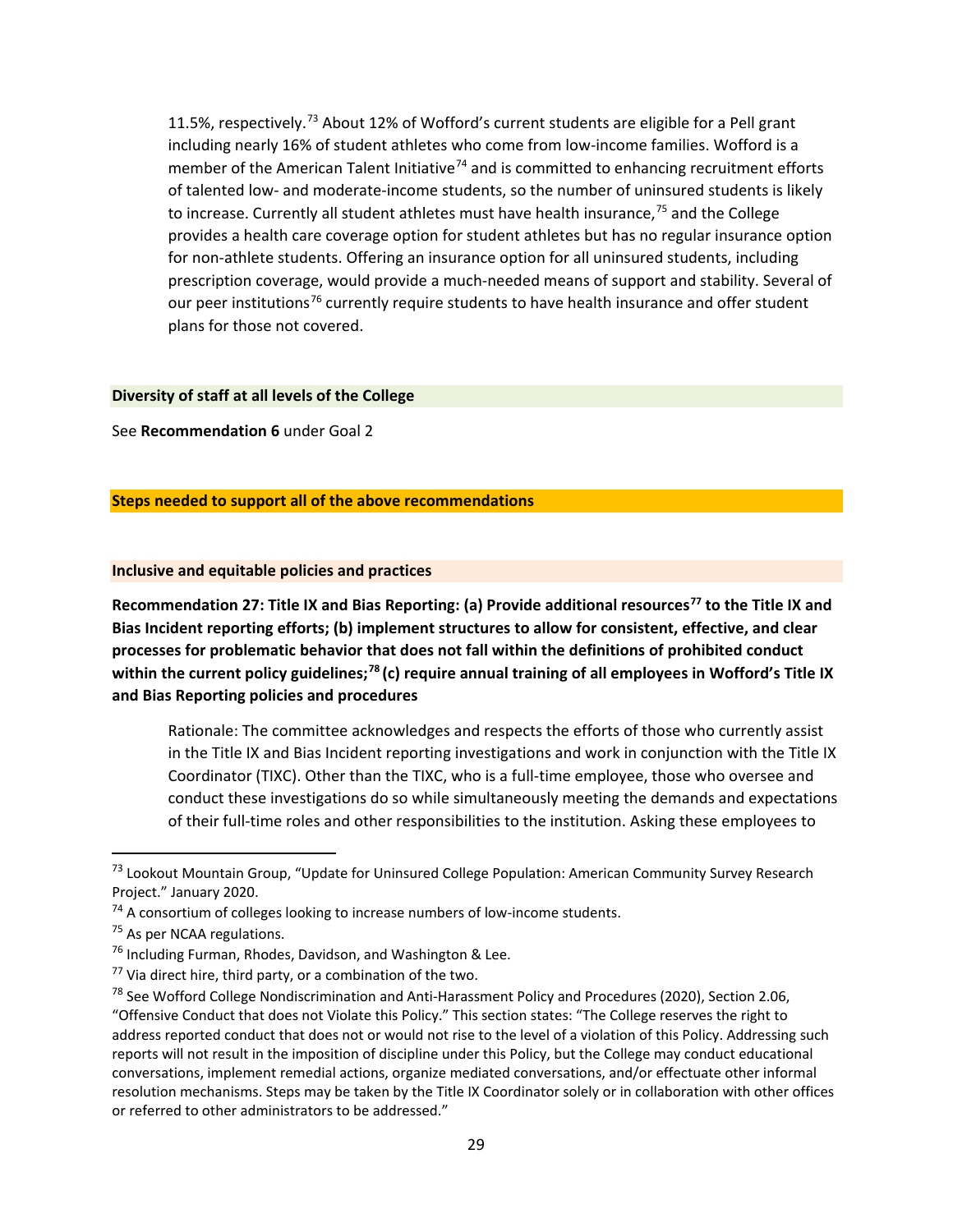11.5%, respectively.[73] About 12% of Wofford's current students are eligible for a Pell grant including nearly 16% of student athletes who come from low-income families. Wofford is a member of the American Talent Initiative[74] and is committed to enhancing recruitment efforts of talented low- and moderate-income students, so the number of uninsured students is likely to increase. Currently all student athletes must have health insurance,[75] and the College provides a health care coverage option for student athletes but has no regular insurance option for non-athlete students. Offering an insurance option for all uninsured students, including prescription coverage, would provide a much-needed means of support and stability. Several of our peer institutions[76] currently require students to have health insurance and offer student plans for those not covered.

**Diversity of staff at all levels of the College**

See **Recommendation 6** under Goal 2

**Steps needed to support all of the above recommendations**

**Inclusive and equitable policies and practices**

**Recommendation 27: Title IX and Bias Reporting: (a) Provide additional resources[77] to the Title IX and Bias Incident reporting efforts; (b) implement structures to allow for consistent, effective, and clear processes for problematic behavior that does not fall within the definitions of prohibited conduct within the current policy guidelines;[78] (c) require annual training of all employees in Wofford's Title IX and Bias Reporting policies and procedures**

Rationale: The committee acknowledges and respects the efforts of those who currently assist in the Title IX and Bias Incident reporting investigations and work in conjunction with the Title IX Coordinator (TIXC). Other than the TIXC, who is a full-time employee, those who oversee and conduct these investigations do so while simultaneously meeting the demands and expectations of their full-time roles and other responsibilities to the institution. Asking these employees to

---

[73] Lookout Mountain Group, "Update for Uninsured College Population: American Community Survey Research Project." January 2020.

[74] A consortium of colleges looking to increase numbers of low-income students.

[75] As per NCAA regulations.

[76] Including Furman, Rhodes, Davidson, and Washington & Lee.

[77] Via direct hire, third party, or a combination of the two.

[78] See Wofford College Nondiscrimination and Anti-Harassment Policy and Procedures (2020), Section 2.06, "Offensive Conduct that does not Violate this Policy." This section states: "The College reserves the right to address reported conduct that does not or would not rise to the level of a violation of this Policy. Addressing such reports will not result in the imposition of discipline under this Policy, but the College may conduct educational conversations, implement remedial actions, organize mediated conversations, and/or effectuate other informal resolution mechanisms. Steps may be taken by the Title IX Coordinator solely or in collaboration with other offices or referred to other administrators to be addressed."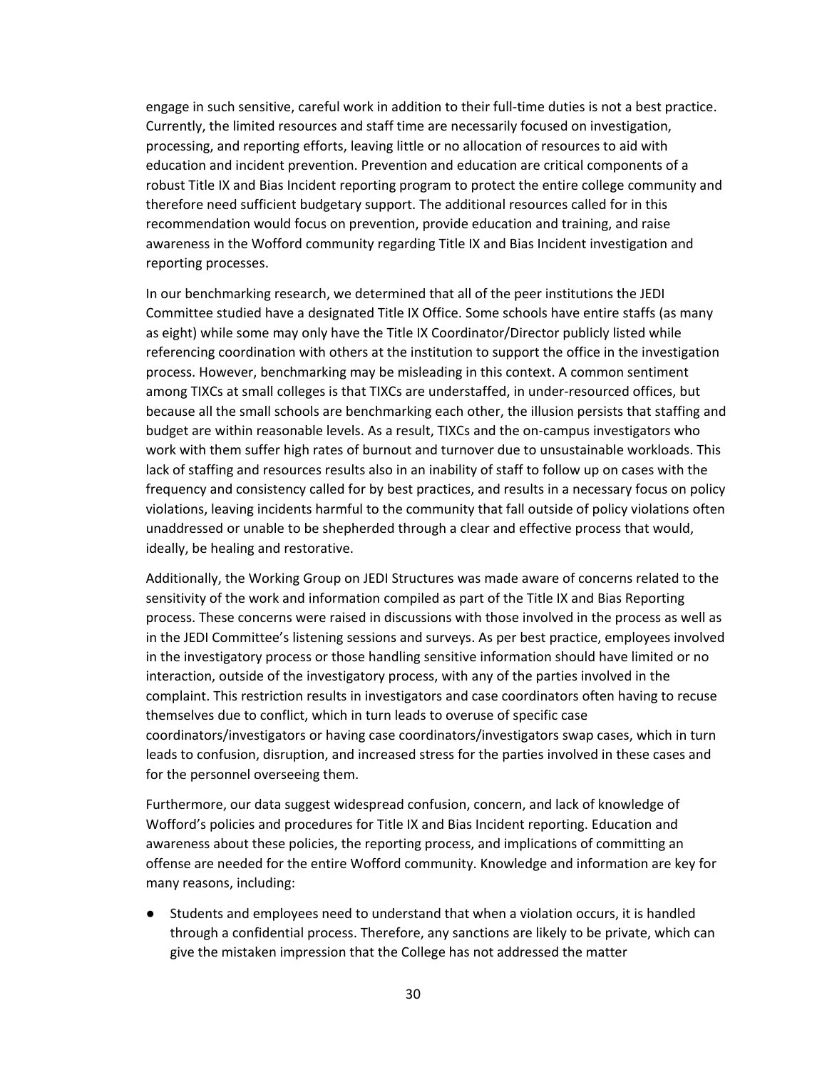engage in such sensitive, careful work in addition to their full-time duties is not a best practice. Currently, the limited resources and staff time are necessarily focused on investigation, processing, and reporting efforts, leaving little or no allocation of resources to aid with education and incident prevention. Prevention and education are critical components of a robust Title IX and Bias Incident reporting program to protect the entire college community and therefore need sufficient budgetary support. The additional resources called for in this recommendation would focus on prevention, provide education and training, and raise awareness in the Wofford community regarding Title IX and Bias Incident investigation and reporting processes.

In our benchmarking research, we determined that all of the peer institutions the JEDI Committee studied have a designated Title IX Office. Some schools have entire staffs (as many as eight) while some may only have the Title IX Coordinator/Director publicly listed while referencing coordination with others at the institution to support the office in the investigation process. However, benchmarking may be misleading in this context. A common sentiment among TIXCs at small colleges is that TIXCs are understaffed, in under-resourced offices, but because all the small schools are benchmarking each other, the illusion persists that staffing and budget are within reasonable levels. As a result, TIXCs and the on-campus investigators who work with them suffer high rates of burnout and turnover due to unsustainable workloads. This lack of staffing and resources results also in an inability of staff to follow up on cases with the frequency and consistency called for by best practices, and results in a necessary focus on policy violations, leaving incidents harmful to the community that fall outside of policy violations often unaddressed or unable to be shepherded through a clear and effective process that would, ideally, be healing and restorative.

Additionally, the Working Group on JEDI Structures was made aware of concerns related to the sensitivity of the work and information compiled as part of the Title IX and Bias Reporting process. These concerns were raised in discussions with those involved in the process as well as in the JEDI Committee's listening sessions and surveys. As per best practice, employees involved in the investigatory process or those handling sensitive information should have limited or no interaction, outside of the investigatory process, with any of the parties involved in the complaint. This restriction results in investigators and case coordinators often having to recuse themselves due to conflict, which in turn leads to overuse of specific case coordinators/investigators or having case coordinators/investigators swap cases, which in turn leads to confusion, disruption, and increased stress for the parties involved in these cases and for the personnel overseeing them.

Furthermore, our data suggest widespread confusion, concern, and lack of knowledge of Wofford's policies and procedures for Title IX and Bias Incident reporting. Education and awareness about these policies, the reporting process, and implications of committing an offense are needed for the entire Wofford community. Knowledge and information are key for many reasons, including:

- Students and employees need to understand that when a violation occurs, it is handled through a confidential process. Therefore, any sanctions are likely to be private, which can give the mistaken impression that the College has not addressed the matter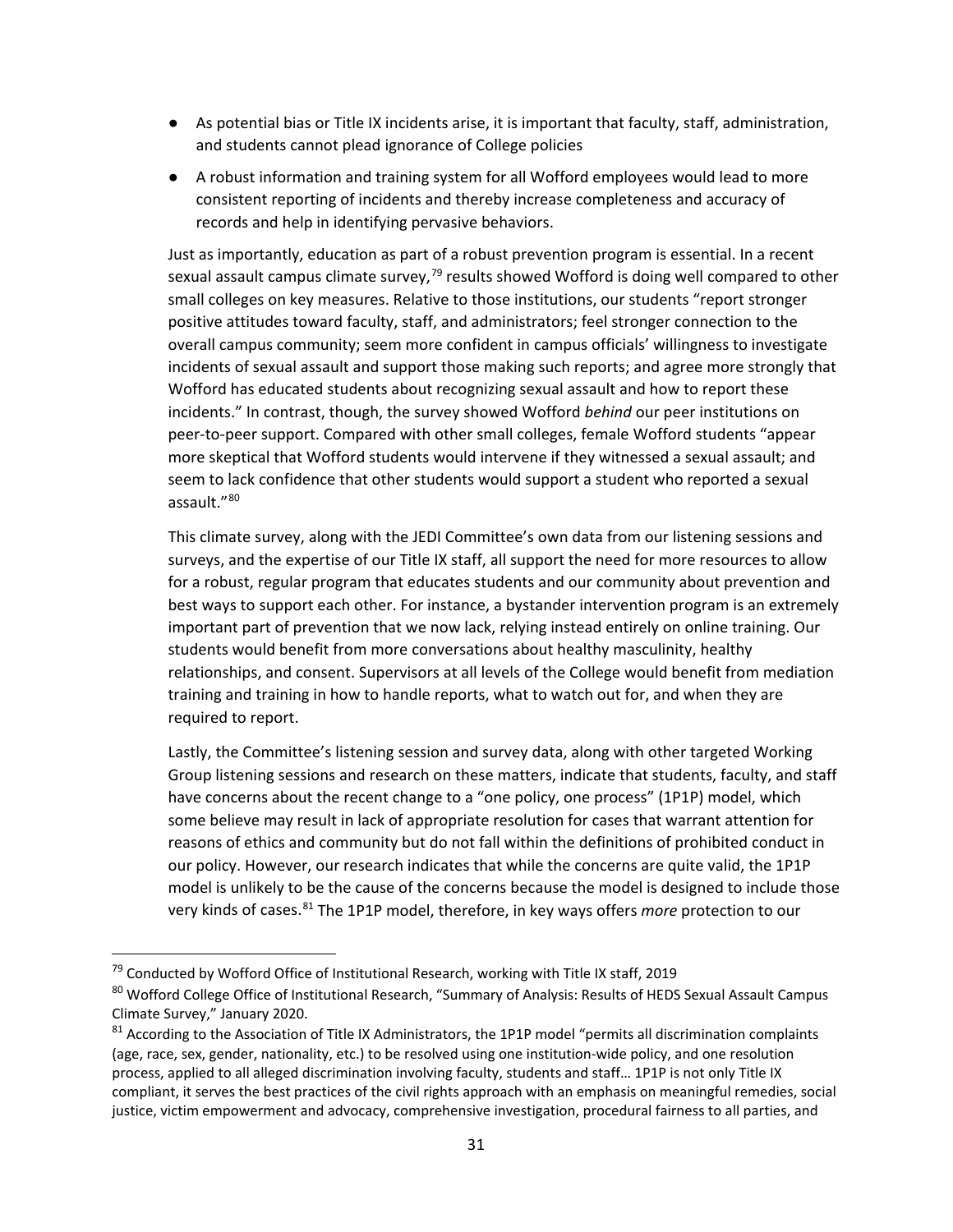- As potential bias or Title IX incidents arise, it is important that faculty, staff, administration, and students cannot plead ignorance of College policies
- A robust information and training system for all Wofford employees would lead to more consistent reporting of incidents and thereby increase completeness and accuracy of records and help in identifying pervasive behaviors.

Just as importantly, education as part of a robust prevention program is essential. In a recent sexual assault campus climate survey,[79] results showed Wofford is doing well compared to other small colleges on key measures. Relative to those institutions, our students "report stronger positive attitudes toward faculty, staff, and administrators; feel stronger connection to the overall campus community; seem more confident in campus officials' willingness to investigate incidents of sexual assault and support those making such reports; and agree more strongly that Wofford has educated students about recognizing sexual assault and how to report these incidents." In contrast, though, the survey showed Wofford *behind* our peer institutions on peer-to-peer support. Compared with other small colleges, female Wofford students "appear more skeptical that Wofford students would intervene if they witnessed a sexual assault; and seem to lack confidence that other students would support a student who reported a sexual assault."[80]

This climate survey, along with the JEDI Committee's own data from our listening sessions and surveys, and the expertise of our Title IX staff, all support the need for more resources to allow for a robust, regular program that educates students and our community about prevention and best ways to support each other. For instance, a bystander intervention program is an extremely important part of prevention that we now lack, relying instead entirely on online training. Our students would benefit from more conversations about healthy masculinity, healthy relationships, and consent. Supervisors at all levels of the College would benefit from mediation training and training in how to handle reports, what to watch out for, and when they are required to report.

Lastly, the Committee's listening session and survey data, along with other targeted Working Group listening sessions and research on these matters, indicate that students, faculty, and staff have concerns about the recent change to a "one policy, one process" (1P1P) model, which some believe may result in lack of appropriate resolution for cases that warrant attention for reasons of ethics and community but do not fall within the definitions of prohibited conduct in our policy. However, our research indicates that while the concerns are quite valid, the 1P1P model is unlikely to be the cause of the concerns because the model is designed to include those very kinds of cases.[81] The 1P1P model, therefore, in key ways offers *more* protection to our

---

[79] Conducted by Wofford Office of Institutional Research, working with Title IX staff, 2019

[80] Wofford College Office of Institutional Research, "Summary of Analysis: Results of HEDS Sexual Assault Campus Climate Survey," January 2020.

[81] According to the Association of Title IX Administrators, the 1P1P model "permits all discrimination complaints (age, race, sex, gender, nationality, etc.) to be resolved using one institution-wide policy, and one resolution process, applied to all alleged discrimination involving faculty, students and staff… 1P1P is not only Title IX compliant, it serves the best practices of the civil rights approach with an emphasis on meaningful remedies, social justice, victim empowerment and advocacy, comprehensive investigation, procedural fairness to all parties, and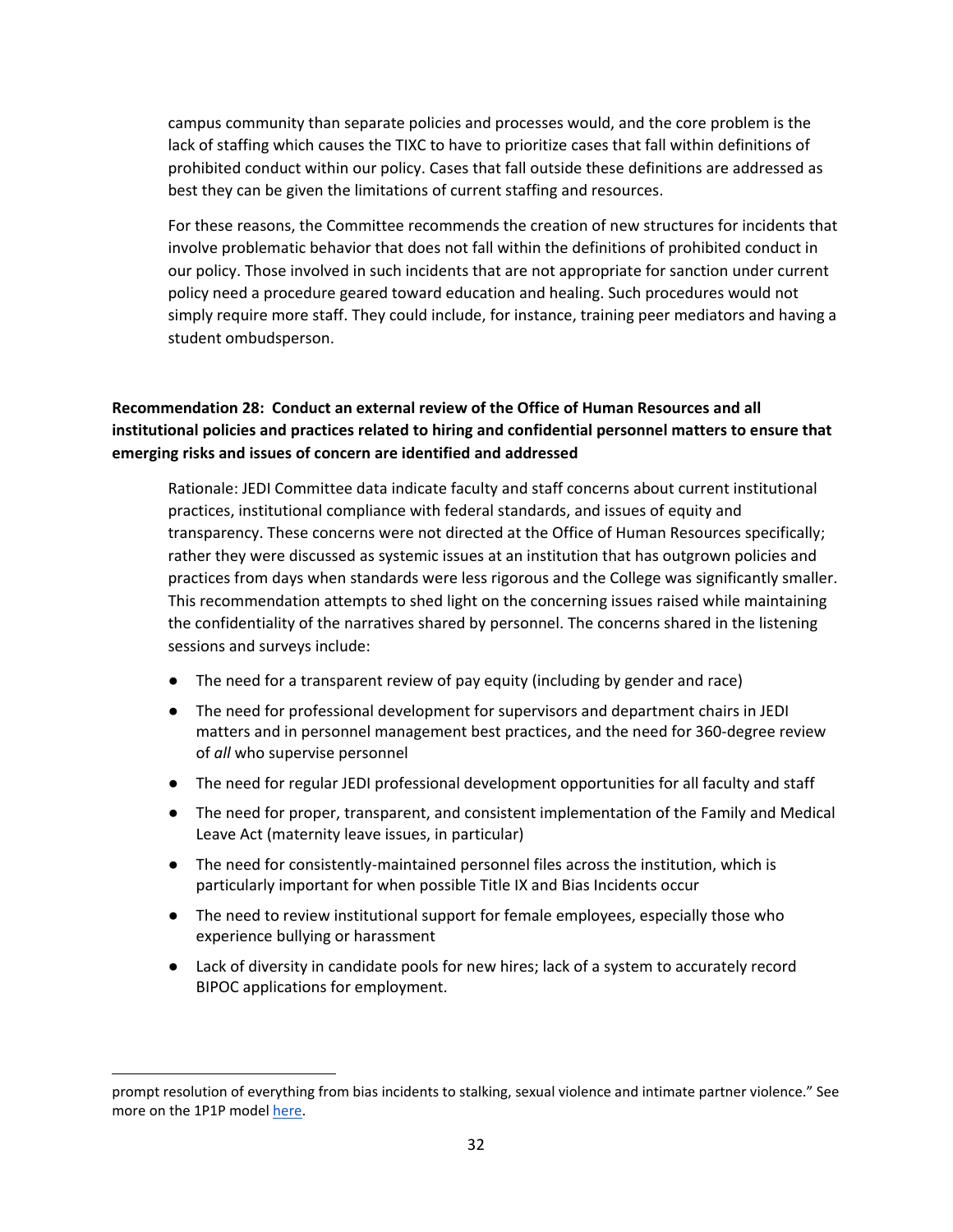campus community than separate policies and processes would, and the core problem is the lack of staffing which causes the TIXC to have to prioritize cases that fall within definitions of prohibited conduct within our policy. Cases that fall outside these definitions are addressed as best they can be given the limitations of current staffing and resources.

For these reasons, the Committee recommends the creation of new structures for incidents that involve problematic behavior that does not fall within the definitions of prohibited conduct in our policy. Those involved in such incidents that are not appropriate for sanction under current policy need a procedure geared toward education and healing. Such procedures would not simply require more staff. They could include, for instance, training peer mediators and having a student ombudsperson.

**Recommendation 28: Conduct an external review of the Office of Human Resources and all institutional policies and practices related to hiring and confidential personnel matters to ensure that emerging risks and issues of concern are identified and addressed**

Rationale: JEDI Committee data indicate faculty and staff concerns about current institutional practices, institutional compliance with federal standards, and issues of equity and transparency. These concerns were not directed at the Office of Human Resources specifically; rather they were discussed as systemic issues at an institution that has outgrown policies and practices from days when standards were less rigorous and the College was significantly smaller. This recommendation attempts to shed light on the concerning issues raised while maintaining the confidentiality of the narratives shared by personnel. The concerns shared in the listening sessions and surveys include:

- The need for a transparent review of pay equity (including by gender and race)
- The need for professional development for supervisors and department chairs in JEDI matters and in personnel management best practices, and the need for 360-degree review of *all* who supervise personnel
- The need for regular JEDI professional development opportunities for all faculty and staff
- The need for proper, transparent, and consistent implementation of the Family and Medical Leave Act (maternity leave issues, in particular)
- The need for consistently-maintained personnel files across the institution, which is particularly important for when possible Title IX and Bias Incidents occur
- The need to review institutional support for female employees, especially those who experience bullying or harassment
- Lack of diversity in candidate pools for new hires; lack of a system to accurately record BIPOC applications for employment.

---

prompt resolution of everything from bias incidents to stalking, sexual violence and intimate partner violence." See more on the 1P1P model [here](#).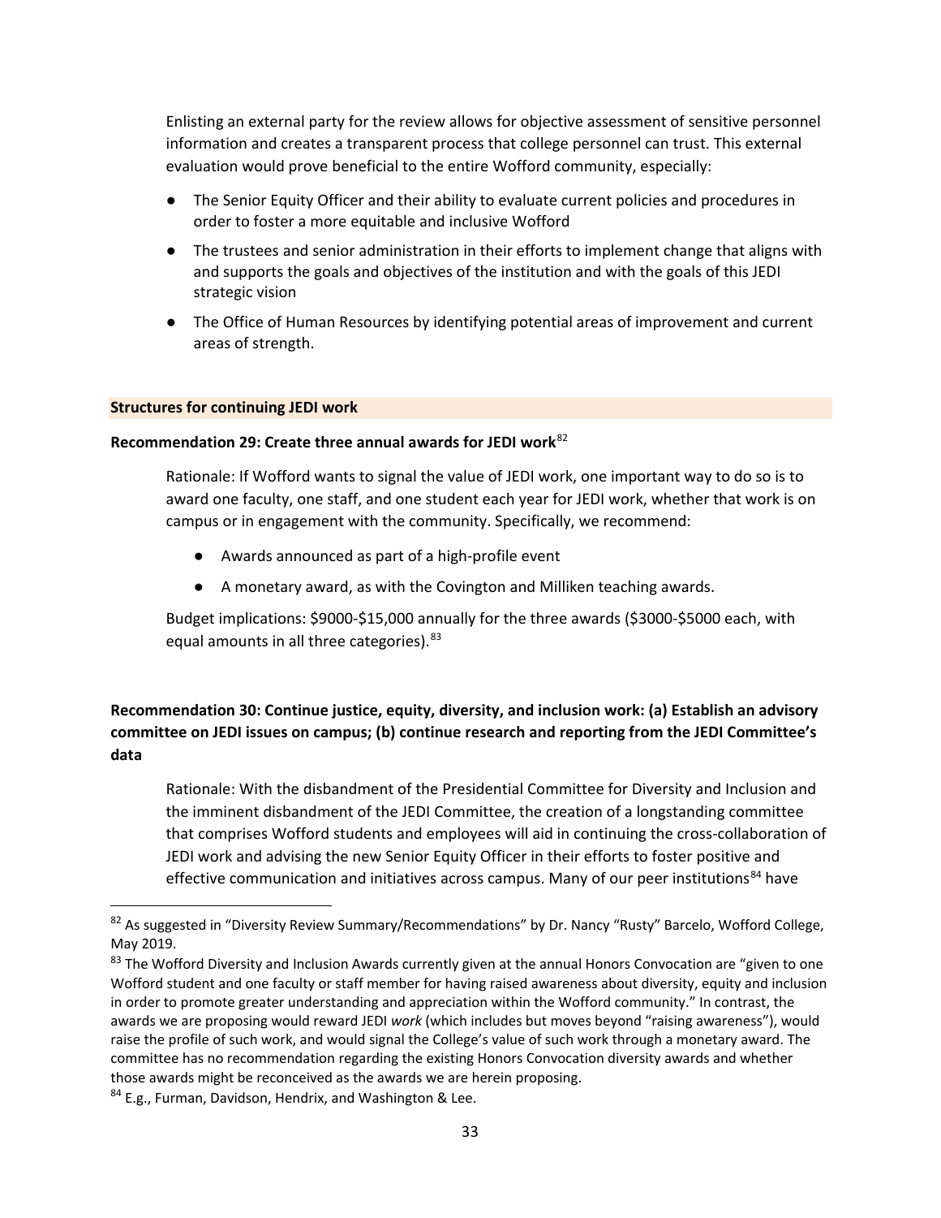Enlisting an external party for the review allows for objective assessment of sensitive personnel information and creates a transparent process that college personnel can trust. This external evaluation would prove beneficial to the entire Wofford community, especially:

- The Senior Equity Officer and their ability to evaluate current policies and procedures in order to foster a more equitable and inclusive Wofford
- The trustees and senior administration in their efforts to implement change that aligns with and supports the goals and objectives of the institution and with the goals of this JEDI strategic vision
- The Office of Human Resources by identifying potential areas of improvement and current areas of strength.

**Structures for continuing JEDI work**

**Recommendation 29: Create three annual awards for JEDI work**[82]

Rationale: If Wofford wants to signal the value of JEDI work, one important way to do so is to award one faculty, one staff, and one student each year for JEDI work, whether that work is on campus or in engagement with the community. Specifically, we recommend:

- Awards announced as part of a high-profile event
- A monetary award, as with the Covington and Milliken teaching awards.

Budget implications: $9000-$15,000 annually for the three awards ($3000-$5000 each, with equal amounts in all three categories).[83]

**Recommendation 30: Continue justice, equity, diversity, and inclusion work: (a) Establish an advisory committee on JEDI issues on campus; (b) continue research and reporting from the JEDI Committee's data**

Rationale: With the disbandment of the Presidential Committee for Diversity and Inclusion and the imminent disbandment of the JEDI Committee, the creation of a longstanding committee that comprises Wofford students and employees will aid in continuing the cross-collaboration of JEDI work and advising the new Senior Equity Officer in their efforts to foster positive and effective communication and initiatives across campus. Many of our peer institutions[84] have

---

[82] As suggested in "Diversity Review Summary/Recommendations" by Dr. Nancy "Rusty" Barcelo, Wofford College, May 2019.

[83] The Wofford Diversity and Inclusion Awards currently given at the annual Honors Convocation are "given to one Wofford student and one faculty or staff member for having raised awareness about diversity, equity and inclusion in order to promote greater understanding and appreciation within the Wofford community." In contrast, the awards we are proposing would reward JEDI *work* (which includes but moves beyond "raising awareness"), would raise the profile of such work, and would signal the College's value of such work through a monetary award. The committee has no recommendation regarding the existing Honors Convocation diversity awards and whether those awards might be reconceived as the awards we are herein proposing.

[84] E.g., Furman, Davidson, Hendrix, and Washington & Lee.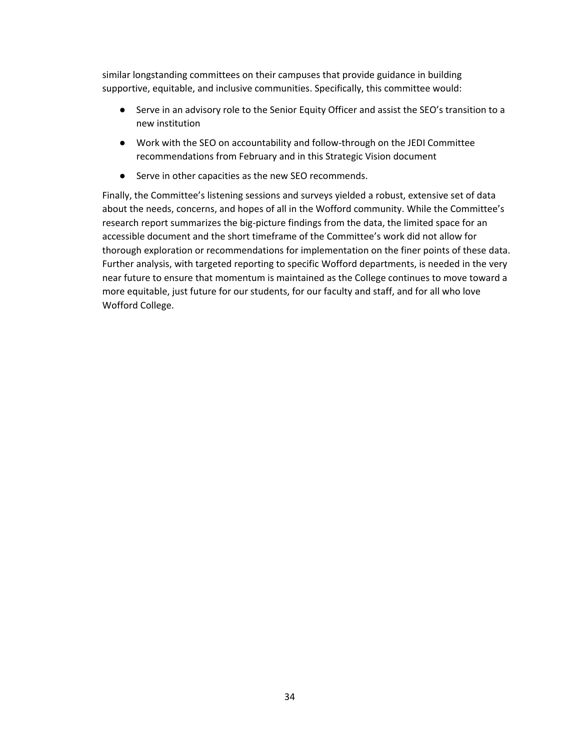similar longstanding committees on their campuses that provide guidance in building supportive, equitable, and inclusive communities. Specifically, this committee would:

- Serve in an advisory role to the Senior Equity Officer and assist the SEO's transition to a new institution
- Work with the SEO on accountability and follow-through on the JEDI Committee recommendations from February and in this Strategic Vision document
- Serve in other capacities as the new SEO recommends.

Finally, the Committee's listening sessions and surveys yielded a robust, extensive set of data about the needs, concerns, and hopes of all in the Wofford community. While the Committee's research report summarizes the big-picture findings from the data, the limited space for an accessible document and the short timeframe of the Committee's work did not allow for thorough exploration or recommendations for implementation on the finer points of these data. Further analysis, with targeted reporting to specific Wofford departments, is needed in the very near future to ensure that momentum is maintained as the College continues to move toward a more equitable, just future for our students, for our faculty and staff, and for all who love Wofford College.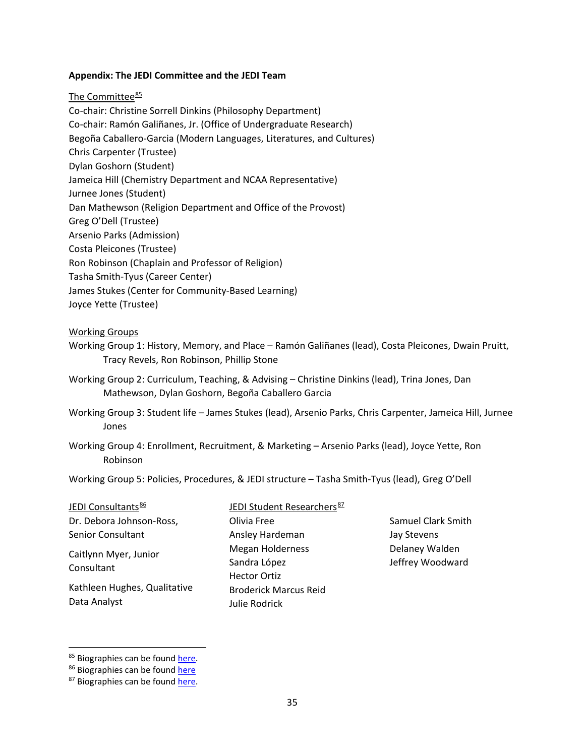**Appendix: The JEDI Committee and the JEDI Team**

The Committee[85]

Co-chair: Christine Sorrell Dinkins (Philosophy Department)
Co-chair: Ramón Galiñanes, Jr. (Office of Undergraduate Research)
Begoña Caballero-Garcia (Modern Languages, Literatures, and Cultures)
Chris Carpenter (Trustee)
Dylan Goshorn (Student)
Jameica Hill (Chemistry Department and NCAA Representative)
Jurnee Jones (Student)
Dan Mathewson (Religion Department and Office of the Provost)
Greg O'Dell (Trustee)
Arsenio Parks (Admission)
Costa Pleicones (Trustee)
Ron Robinson (Chaplain and Professor of Religion)
Tasha Smith-Tyus (Career Center)
James Stukes (Center for Community-Based Learning)
Joyce Yette (Trustee)

Working Groups

Working Group 1: History, Memory, and Place – Ramón Galiñanes (lead), Costa Pleicones, Dwain Pruitt, Tracy Revels, Ron Robinson, Phillip Stone

Working Group 2: Curriculum, Teaching, & Advising – Christine Dinkins (lead), Trina Jones, Dan Mathewson, Dylan Goshorn, Begoña Caballero Garcia

Working Group 3: Student life – James Stukes (lead), Arsenio Parks, Chris Carpenter, Jameica Hill, Jurnee Jones

Working Group 4: Enrollment, Recruitment, & Marketing – Arsenio Parks (lead), Joyce Yette, Ron Robinson

Working Group 5: Policies, Procedures, & JEDI structure – Tasha Smith-Tyus (lead), Greg O'Dell

JEDI Consultants[86]

Dr. Debora Johnson-Ross, Senior Consultant

Caitlynn Myer, Junior Consultant

Kathleen Hughes, Qualitative Data Analyst

JEDI Student Researchers[87]

Olivia Free
Ansley Hardeman
Megan Holderness
Sandra López
Hector Ortiz
Broderick Marcus Reid
Julie Rodrick
Samuel Clark Smith
Jay Stevens
Delaney Walden
Jeffrey Woodward

[85] Biographies can be found here.
[86] Biographies can be found here
[87] Biographies can be found here.